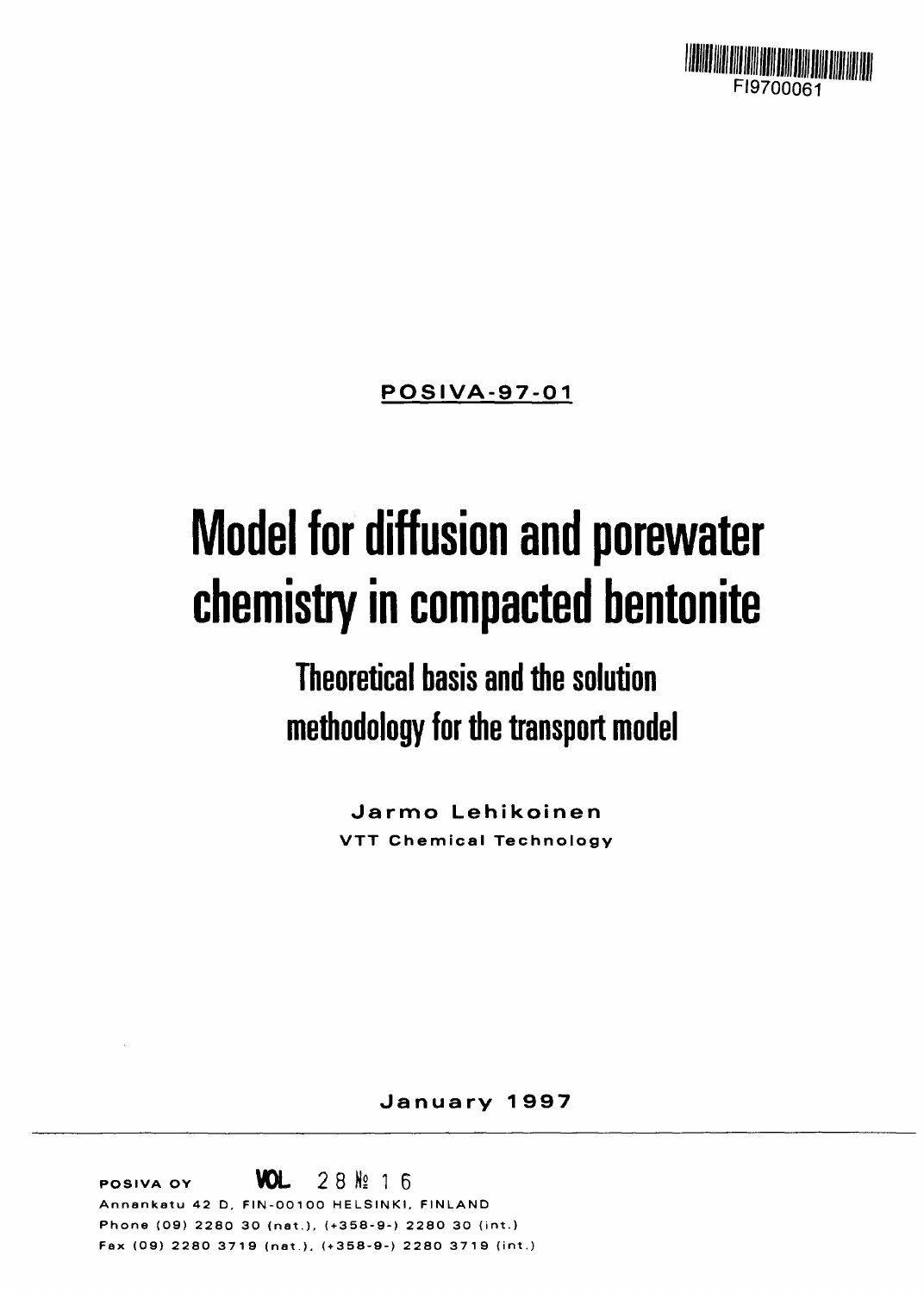FI9700061

**POSIVA-97-01**

# Model for diffusion and porewater chemistry in compacted bentonite

## Theoretical basis and the solution methodology for the transport model

**Jarmo Lehikoinen**
**VTT Chemical Technology**

**January 1997**

**POSIVA OY** **VOL 28 № 16**
Annankatu 42 D, FIN-00100 HELSINKI, FINLAND
Phone (09) 2280 30 (nat.), (+358-9-) 2280 30 (int.)
Fax (09) 2280 3719 (nat.), (+358-9-) 2280 3719 (int.)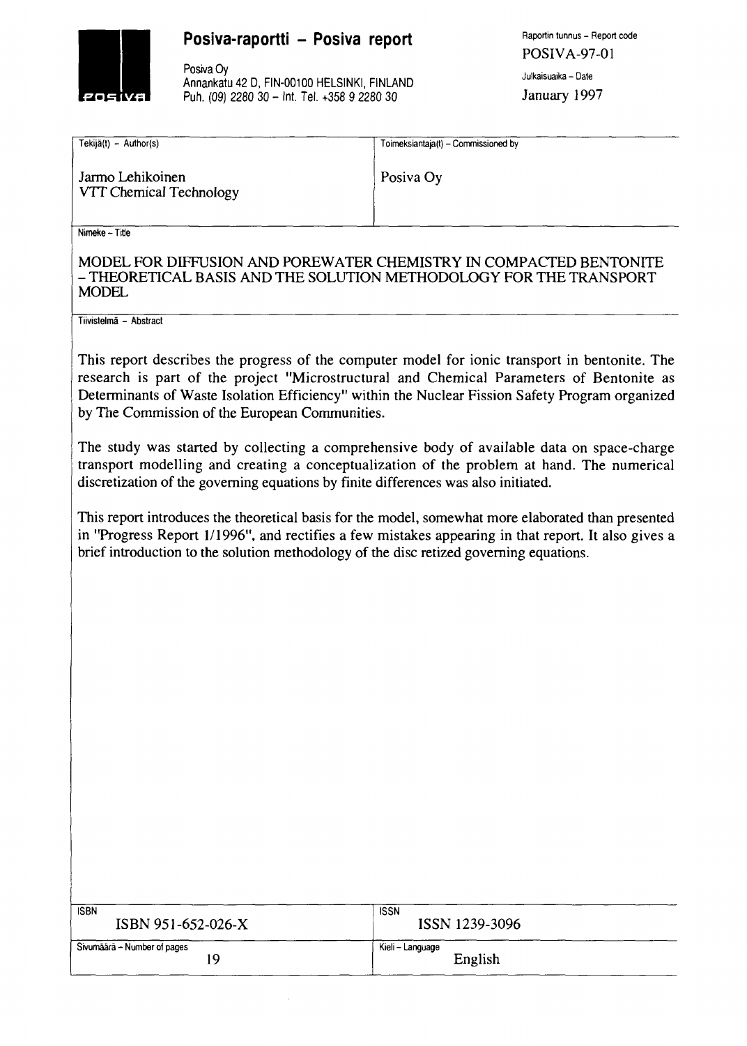# Posiva-raportti – Posiva report

Posiva Oy
Annankatu 42 D, FIN-00100 HELSINKI, FINLAND
Puh. (09) 2280 30 – Int. Tel. +358 9 2280 30

Raportin tunnus – Report code
POSIVA-97-01

Julkaisuaika – Date
January 1997

| Tekijä(t) – Author(s) | Toimeksiantaja(t) – Commissioned by |
|---|---|
| Jarmo Lehikoinen<br>VTT Chemical Technology | Posiva Oy |

Nimeke – Title

MODEL FOR DIFFUSION AND POREWATER CHEMISTRY IN COMPACTED BENTONITE – THEORETICAL BASIS AND THE SOLUTION METHODOLOGY FOR THE TRANSPORT MODEL

Tiivistelmä – Abstract

This report describes the progress of the computer model for ionic transport in bentonite. The research is part of the project "Microstructural and Chemical Parameters of Bentonite as Determinants of Waste Isolation Efficiency" within the Nuclear Fission Safety Program organized by The Commission of the European Communities.

The study was started by collecting a comprehensive body of available data on space-charge transport modelling and creating a conceptualization of the problem at hand. The numerical discretization of the governing equations by finite differences was also initiated.

This report introduces the theoretical basis for the model, somewhat more elaborated than presented in "Progress Report 1/1996", and rectifies a few mistakes appearing in that report. It also gives a brief introduction to the solution methodology of the disc retized governing equations.

| ISBN | ISSN |
|---|---|
| ISBN 951-652-026-X | ISSN 1239-3096 |
| Sivumäärä – Number of pages | Kieli – Language |
| 19 | English |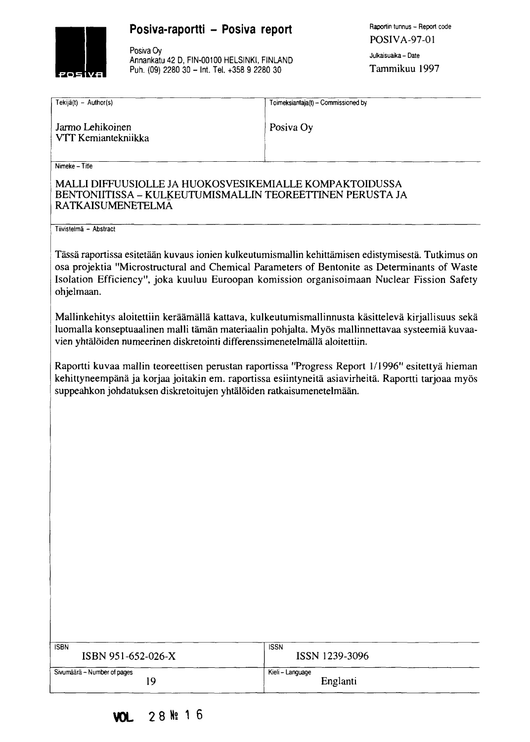**Posiva-raportti – Posiva report**

Posiva Oy
Annankatu 42 D, FIN-00100 HELSINKI, FINLAND
Puh. (09) 2280 30 – Int. Tel. +358 9 2280 30

Raportin tunnus – Report code
POSIVA-97-01

Julkaisuaika – Date
Tammikuu 1997

| Tekijä(t) – Author(s) | Toimeksiantaja(t) – Commissioned by |
|---|---|
| Jarmo Lehikoinen<br>VTT Kemiantekniikka | Posiva Oy |

Nimeke – Title

MALLI DIFFUUSIOLLE JA HUOKOSVESIKEMIALLE KOMPAKTOIDUSSA BENTONIITISSA – KULKEUTUMISMALLIN TEOREETTINEN PERUSTA JA RATKAISUMENETELMÄ

Tiivistelmä – Abstract

Tässä raportissa esitetään kuvaus ionien kulkeutumismallin kehittämisen edistymisestä. Tutkimus on osa projektia "Microstructural and Chemical Parameters of Bentonite as Determinants of Waste Isolation Efficiency", joka kuuluu Euroopan komission organisoimaan Nuclear Fission Safety ohjelmaan.

Mallinkehitys aloitettiin keräämällä kattava, kulkeutumismallinnusta käsittelevä kirjallisuus sekä luomalla konseptuaalinen malli tämän materiaalin pohjalta. Myös mallinnettavaa systeemiä kuvaavien yhtälöiden numeerinen diskretointi differenssimenetelmällä aloitettiin.

Raportti kuvaa mallin teoreettisen perustan raportissa "Progress Report 1/1996" esitettyä hieman kehittyneempänä ja korjaa joitakin em. raportissa esiintyneitä asiavirheitä. Raportti tarjoaa myös suppeahkon johdatuksen diskretoitujen yhtälöiden ratkaisumenetelmään.

| ISBN | ISSN |
|---|---|
| ISBN 951-652-026-X | ISSN 1239-3096 |
| **Sivumäärä – Number of pages** | **Kieli – Language** |
| 19 | Englanti |

VOL 28 № 16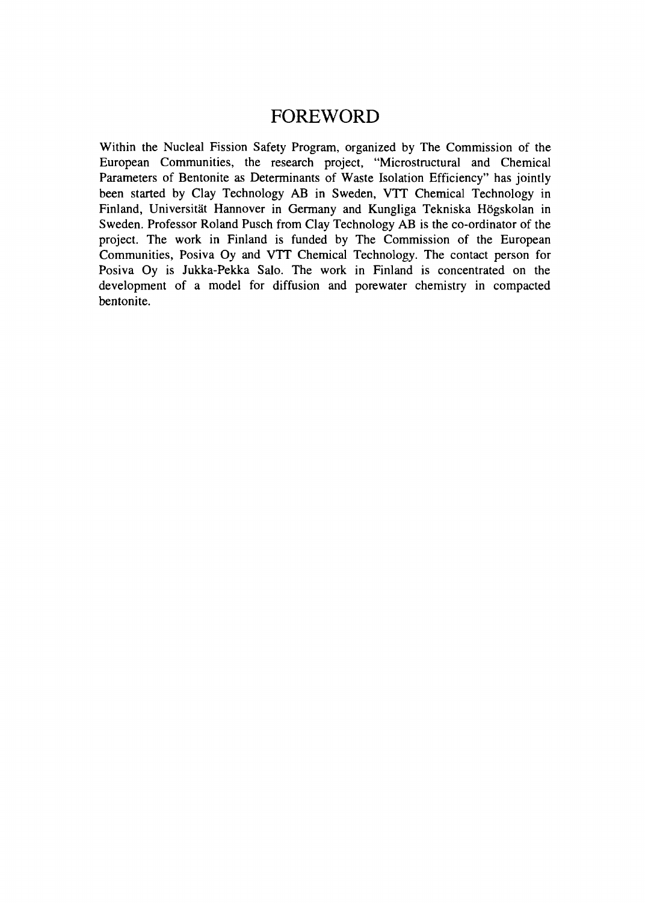# FOREWORD

Within the Nucleal Fission Safety Program, organized by The Commission of the European Communities, the research project, "Microstructural and Chemical Parameters of Bentonite as Determinants of Waste Isolation Efficiency" has jointly been started by Clay Technology AB in Sweden, VTT Chemical Technology in Finland, Universität Hannover in Germany and Kungliga Tekniska Högskolan in Sweden. Professor Roland Pusch from Clay Technology AB is the co-ordinator of the project. The work in Finland is funded by The Commission of the European Communities, Posiva Oy and VTT Chemical Technology. The contact person for Posiva Oy is Jukka-Pekka Salo. The work in Finland is concentrated on the development of a model for diffusion and porewater chemistry in compacted bentonite.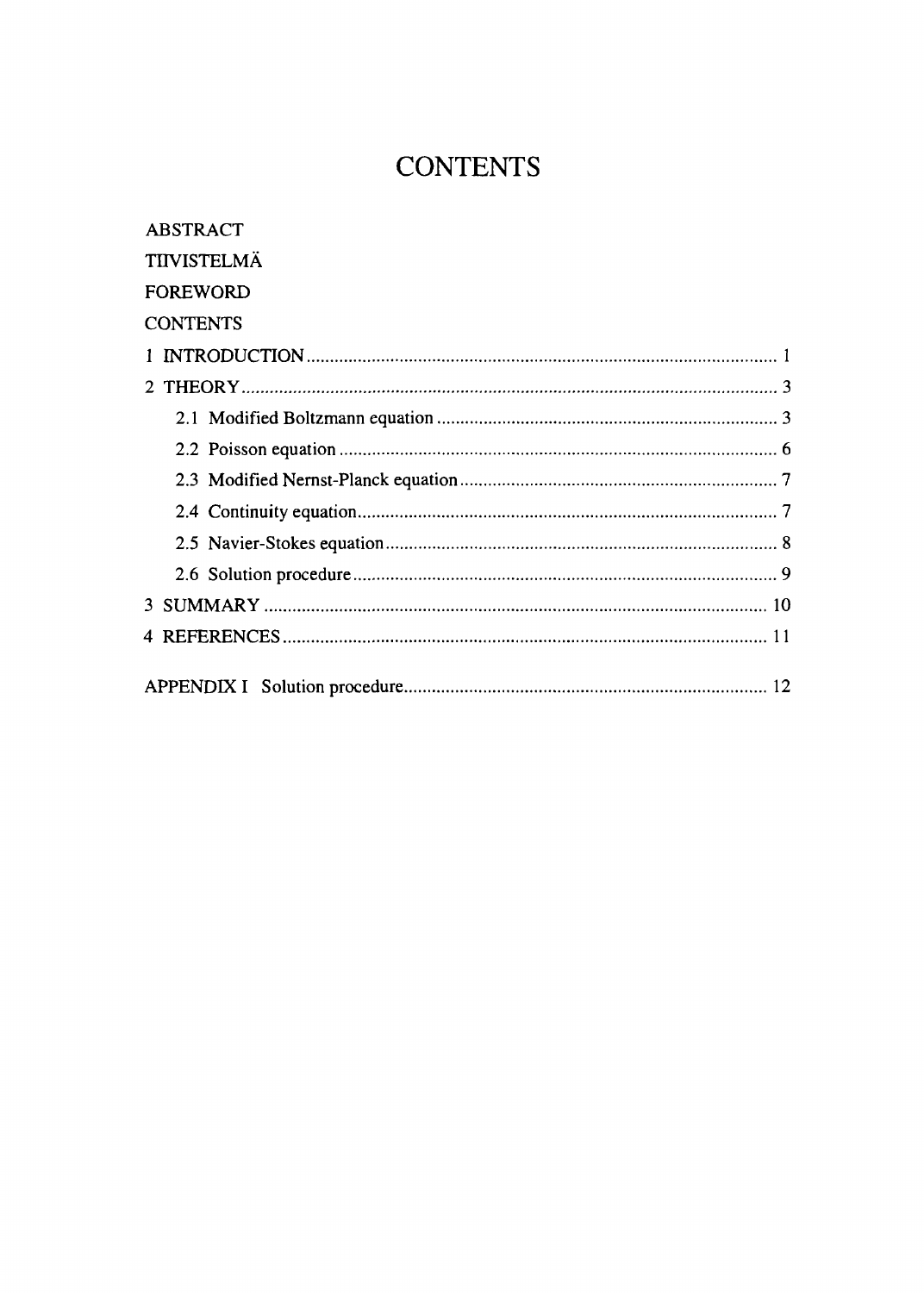# CONTENTS

ABSTRACT

TIIVISTELMÄ

FOREWORD

CONTENTS

1 INTRODUCTION .................................................................................................... 1

2 THEORY .................................................................................................................. 3

  2.1 Modified Boltzmann equation ........................................................................ 3

  2.2 Poisson equation ............................................................................................. 6

  2.3 Modified Nernst-Planck equation ................................................................... 7

  2.4 Continuity equation ......................................................................................... 7

  2.5 Navier-Stokes equation ................................................................................... 8

  2.6 Solution procedure .......................................................................................... 9

3 SUMMARY ............................................................................................................ 10

4 REFERENCES ....................................................................................................... 11

APPENDIX I Solution procedure ............................................................................. 12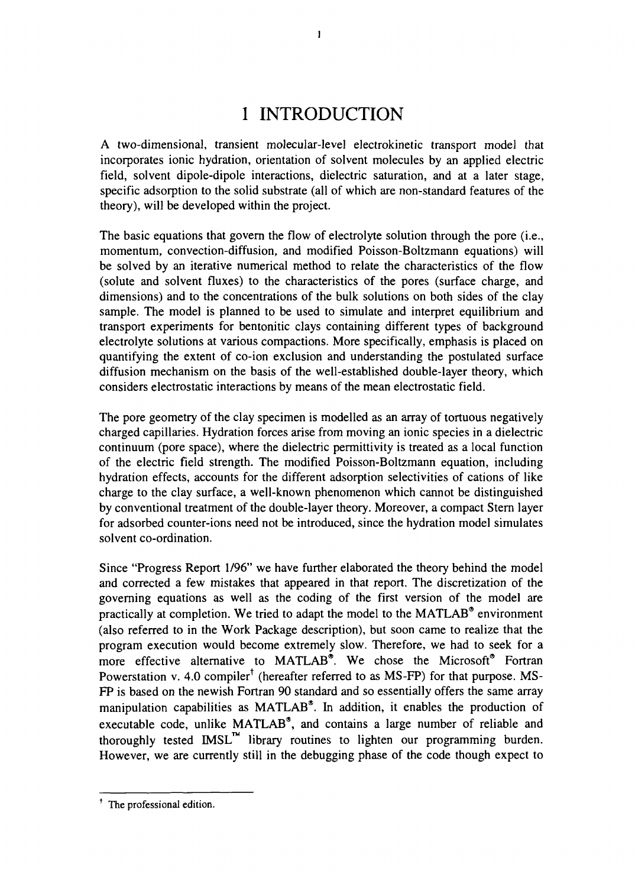# 1 INTRODUCTION

A two-dimensional, transient molecular-level electrokinetic transport model that incorporates ionic hydration, orientation of solvent molecules by an applied electric field, solvent dipole-dipole interactions, dielectric saturation, and at a later stage, specific adsorption to the solid substrate (all of which are non-standard features of the theory), will be developed within the project.

The basic equations that govern the flow of electrolyte solution through the pore (i.e., momentum, convection-diffusion, and modified Poisson-Boltzmann equations) will be solved by an iterative numerical method to relate the characteristics of the flow (solute and solvent fluxes) to the characteristics of the pores (surface charge, and dimensions) and to the concentrations of the bulk solutions on both sides of the clay sample. The model is planned to be used to simulate and interpret equilibrium and transport experiments for bentonitic clays containing different types of background electrolyte solutions at various compactions. More specifically, emphasis is placed on quantifying the extent of co-ion exclusion and understanding the postulated surface diffusion mechanism on the basis of the well-established double-layer theory, which considers electrostatic interactions by means of the mean electrostatic field.

The pore geometry of the clay specimen is modelled as an array of tortuous negatively charged capillaries. Hydration forces arise from moving an ionic species in a dielectric continuum (pore space), where the dielectric permittivity is treated as a local function of the electric field strength. The modified Poisson-Boltzmann equation, including hydration effects, accounts for the different adsorption selectivities of cations of like charge to the clay surface, a well-known phenomenon which cannot be distinguished by conventional treatment of the double-layer theory. Moreover, a compact Stern layer for adsorbed counter-ions need not be introduced, since the hydration model simulates solvent co-ordination.

Since "Progress Report 1/96" we have further elaborated the theory behind the model and corrected a few mistakes that appeared in that report. The discretization of the governing equations as well as the coding of the first version of the model are practically at completion. We tried to adapt the model to the MATLAB® environment (also referred to in the Work Package description), but soon came to realize that the program execution would become extremely slow. Therefore, we had to seek for a more effective alternative to MATLAB®. We chose the Microsoft® Fortran Powerstation v. 4.0 compiler[†] (hereafter referred to as MS-FP) for that purpose. MS-FP is based on the newish Fortran 90 standard and so essentially offers the same array manipulation capabilities as MATLAB®. In addition, it enables the production of executable code, unlike MATLAB®, and contains a large number of reliable and thoroughly tested IMSL™ library routines to lighten our programming burden. However, we are currently still in the debugging phase of the code though expect to

[†] The professional edition.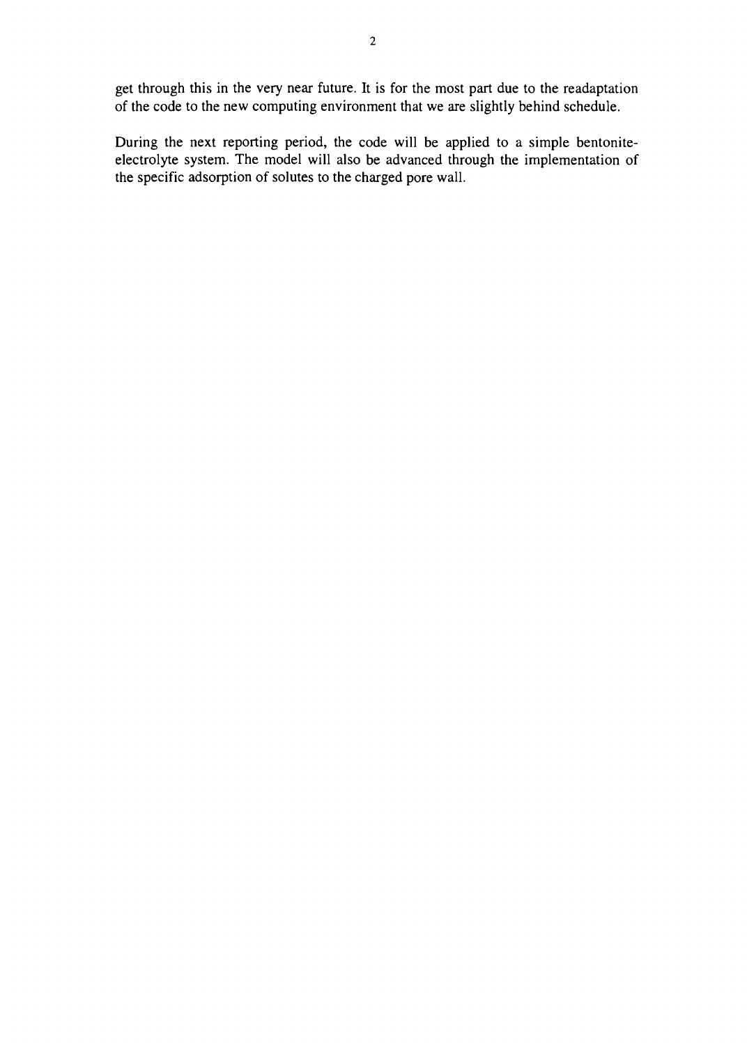get through this in the very near future. It is for the most part due to the readaptation of the code to the new computing environment that we are slightly behind schedule.

During the next reporting period, the code will be applied to a simple bentonite-electrolyte system. The model will also be advanced through the implementation of the specific adsorption of solutes to the charged pore wall.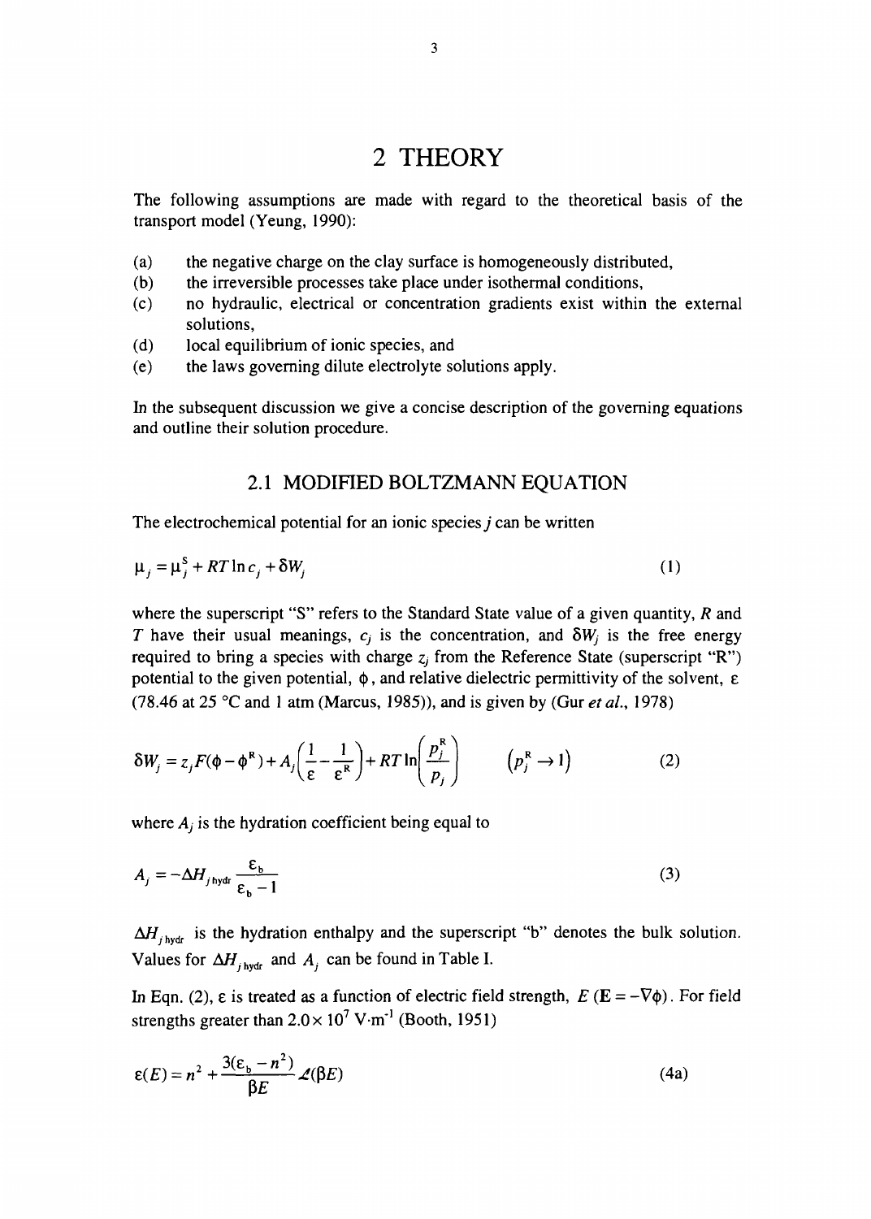# 2 THEORY

The following assumptions are made with regard to the theoretical basis of the transport model (Yeung, 1990):

(a) the negative charge on the clay surface is homogeneously distributed,
(b) the irreversible processes take place under isothermal conditions,
(c) no hydraulic, electrical or concentration gradients exist within the external solutions,
(d) local equilibrium of ionic species, and
(e) the laws governing dilute electrolyte solutions apply.

In the subsequent discussion we give a concise description of the governing equations and outline their solution procedure.

## 2.1 MODIFIED BOLTZMANN EQUATION

The electrochemical potential for an ionic species $j$ can be written

$$\mu_j = \mu_j^{\mathrm{S}} + RT \ln c_j + \delta W_j \tag{1}$$

where the superscript "S" refers to the Standard State value of a given quantity, $R$ and $T$ have their usual meanings, $c_j$ is the concentration, and $\delta W_j$ is the free energy required to bring a species with charge $z_j$ from the Reference State (superscript "R") potential to the given potential, $\phi$, and relative dielectric permittivity of the solvent, $\varepsilon$ (78.46 at 25 °C and 1 atm (Marcus, 1985)), and is given by (Gur *et al.*, 1978)

$$\delta W_j = z_j F(\phi - \phi^{\mathrm{R}}) + A_j \left( \frac{1}{\varepsilon} - \frac{1}{\varepsilon^{\mathrm{R}}} \right) + RT \ln\left( \frac{p_j^{\mathrm{R}}}{p_j} \right) \qquad \left( p_j^{\mathrm{R}} \to 1 \right) \tag{2}$$

where $A_j$ is the hydration coefficient being equal to

$$A_j = -\Delta H_{j\,\mathrm{hydr}} \frac{\varepsilon_{\mathrm{b}}}{\varepsilon_{\mathrm{b}} - 1} \tag{3}$$

$\Delta H_{j\,\mathrm{hydr}}$ is the hydration enthalpy and the superscript "b" denotes the bulk solution. Values for $\Delta H_{j\,\mathrm{hydr}}$ and $A_j$ can be found in Table I.

In Eqn. (2), $\varepsilon$ is treated as a function of electric field strength, $E$ ($\mathbf{E} = -\nabla\phi$). For field strengths greater than $2.0 \times 10^7$ V·m$^{-1}$ (Booth, 1951)

$$\varepsilon(E) = n^2 + \frac{3(\varepsilon_{\mathrm{b}} - n^2)}{\beta E} \mathcal{L}(\beta E) \tag{4a}$$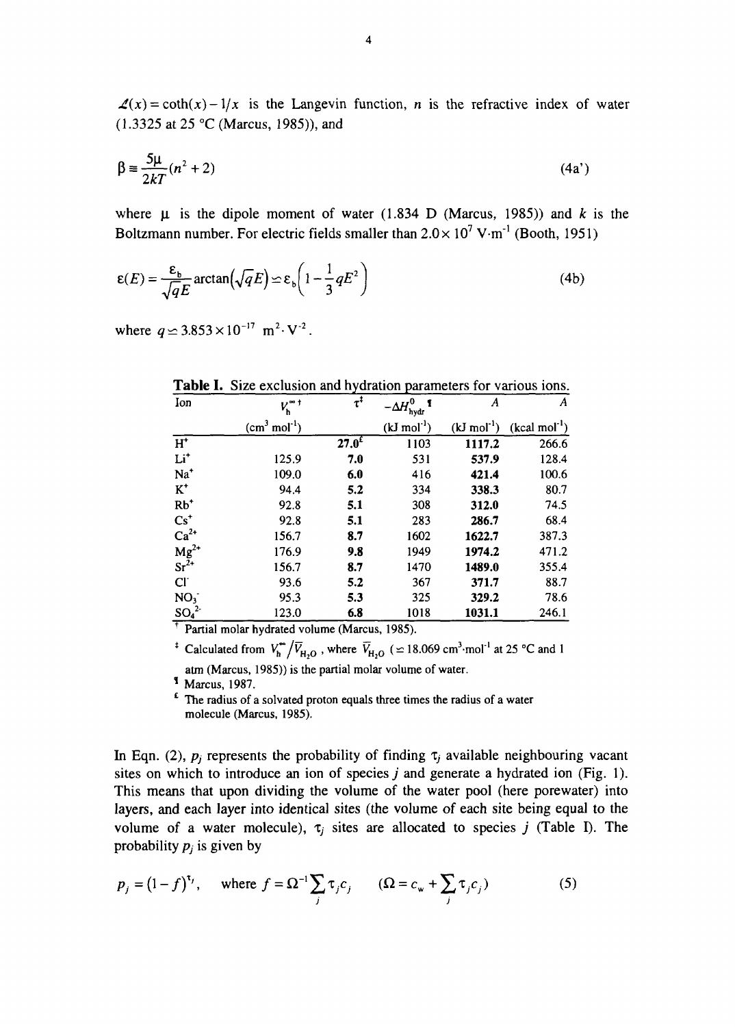$\mathcal{L}(x) = \coth(x) - 1/x$ is the Langevin function, $n$ is the refractive index of water (1.3325 at 25 °C (Marcus, 1985)), and

$$\beta \equiv \frac{5\mu}{2kT}(n^2 + 2) \tag{4a'}$$

where $\mu$ is the dipole moment of water (1.834 D (Marcus, 1985)) and $k$ is the Boltzmann number. For electric fields smaller than $2.0 \times 10^7$ V·m$^{-1}$ (Booth, 1951)

$$\varepsilon(E) = \frac{\varepsilon_b}{\sqrt{q}E}\arctan\left(\sqrt{q}E\right) \simeq \varepsilon_b\left(1 - \frac{1}{3}qE^2\right) \tag{4b}$$

where $q \simeq 3.853 \times 10^{-17}$ m$^2$·V$^{-2}$.

**Table I.** Size exclusion and hydration parameters for various ions.

| Ion | $V_h^{\infty}$ † | $\tau$ ‡ | $-\Delta H^0_{\text{hydr}}$ ¶ | $A$ | $A$ |
|---|---|---|---|---|---|
| | (cm$^3$ mol$^{-1}$) | | (kJ mol$^{-1}$) | (kJ mol$^{-1}$) | (kcal mol$^{-1}$) |
| $H^+$ | | **27.0**$^{\epsilon}$ | 1103 | **1117.2** | 266.6 |
| $Li^+$ | 125.9 | **7.0** | 531 | **537.9** | 128.4 |
| $Na^+$ | 109.0 | **6.0** | 416 | **421.4** | 100.6 |
| $K^+$ | 94.4 | **5.2** | 334 | **338.3** | 80.7 |
| $Rb^+$ | 92.8 | **5.1** | 308 | **312.0** | 74.5 |
| $Cs^+$ | 92.8 | **5.1** | 283 | **286.7** | 68.4 |
| $Ca^{2+}$ | 156.7 | **8.7** | 1602 | **1622.7** | 387.3 |
| $Mg^{2+}$ | 176.9 | **9.8** | 1949 | **1974.2** | 471.2 |
| $Sr^{2+}$ | 156.7 | **8.7** | 1470 | **1489.0** | 355.4 |
| $Cl^-$ | 93.6 | **5.2** | 367 | **371.7** | 88.7 |
| $NO_3^-$ | 95.3 | **5.3** | 325 | **329.2** | 78.6 |
| $SO_4^{2-}$ | 123.0 | **6.8** | 1018 | **1031.1** | 246.1 |

† Partial molar hydrated volume (Marcus, 1985).

‡ Calculated from $V_h^{\infty}/\bar{V}_{H_2O}$, where $\bar{V}_{H_2O}$ ($\simeq 18.069$ cm$^3$·mol$^{-1}$ at 25 °C and 1 atm (Marcus, 1985)) is the partial molar volume of water.

¶ Marcus, 1987.

$\epsilon$ The radius of a solvated proton equals three times the radius of a water molecule (Marcus, 1985).

In Eqn. (2), $p_j$ represents the probability of finding $\tau_j$ available neighbouring vacant sites on which to introduce an ion of species $j$ and generate a hydrated ion (Fig. 1). This means that upon dividing the volume of the water pool (here porewater) into layers, and each layer into identical sites (the volume of each site being equal to the volume of a water molecule), $\tau_j$ sites are allocated to species $j$ (Table I). The probability $p_j$ is given by

$$p_j = (1 - f)^{\tau_j}, \quad \text{where } f = \Omega^{-1}\sum_j \tau_j c_j \quad \left(\Omega = c_w + \sum_j \tau_j c_j\right) \tag{5}$$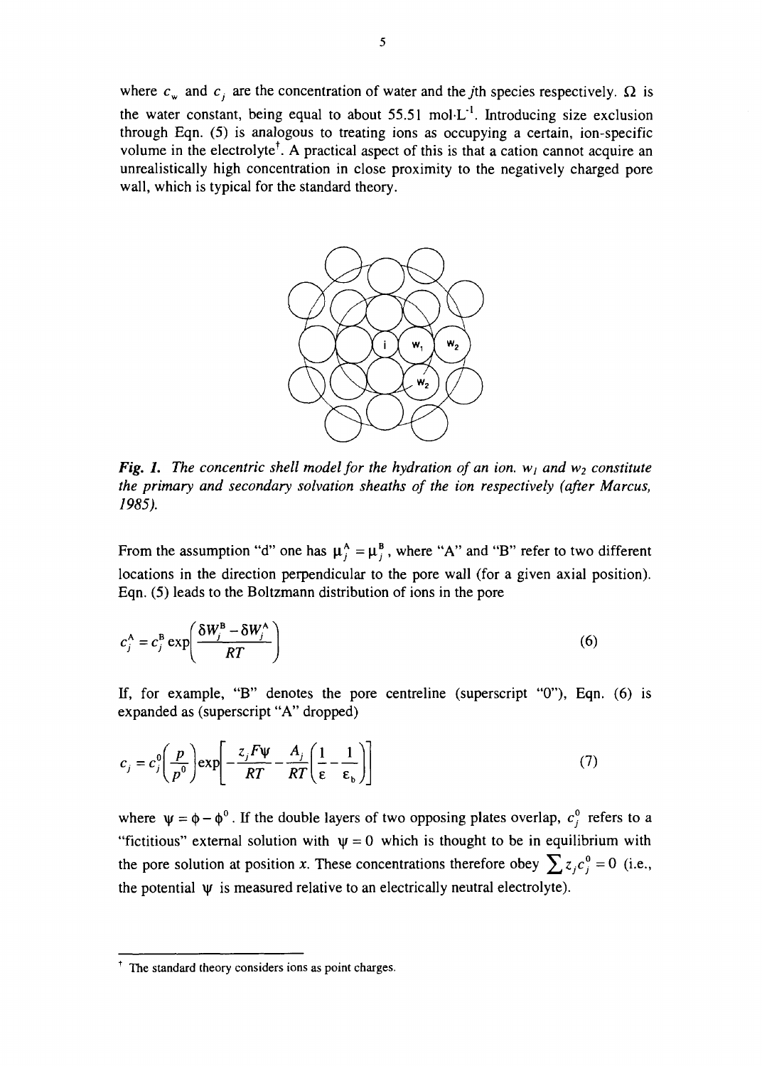where $c_w$ and $c_j$ are the concentration of water and the $j$th species respectively. $\Omega$ is the water constant, being equal to about 55.51 mol·L$^{-1}$. Introducing size exclusion through Eqn. (5) is analogous to treating ions as occupying a certain, ion-specific volume in the electrolyte[†]. A practical aspect of this is that a cation cannot acquire an unrealistically high concentration in close proximity to the negatively charged pore wall, which is typical for the standard theory.

***Fig. 1.*** *The concentric shell model for the hydration of an ion.* $w_1$ *and* $w_2$ *constitute the primary and secondary solvation sheaths of the ion respectively (after Marcus, 1985).*

From the assumption "d" one has $\mu_j^{\mathrm{A}} = \mu_j^{\mathrm{B}}$, where "A" and "B" refer to two different locations in the direction perpendicular to the pore wall (for a given axial position). Eqn. (5) leads to the Boltzmann distribution of ions in the pore

$$c_j^{\mathrm{A}} = c_j^{\mathrm{B}} \exp\left(\frac{\delta W_j^{\mathrm{B}} - \delta W_j^{\mathrm{A}}}{RT}\right) \tag{6}$$

If, for example, "B" denotes the pore centreline (superscript "0"), Eqn. (6) is expanded as (superscript "A" dropped)

$$c_j = c_j^0 \left(\frac{p}{p^0}\right) \exp\left[-\frac{z_j F \psi}{RT} - \frac{A_j}{RT}\left(\frac{1}{\varepsilon} - \frac{1}{\varepsilon_{\mathrm{b}}}\right)\right] \tag{7}$$

where $\psi = \phi - \phi^0$. If the double layers of two opposing plates overlap, $c_j^0$ refers to a "fictitious" external solution with $\psi = 0$ which is thought to be in equilibrium with the pore solution at position $x$. These concentrations therefore obey $\sum z_j c_j^0 = 0$ (i.e., the potential $\psi$ is measured relative to an electrically neutral electrolyte).

---

[†] The standard theory considers ions as point charges.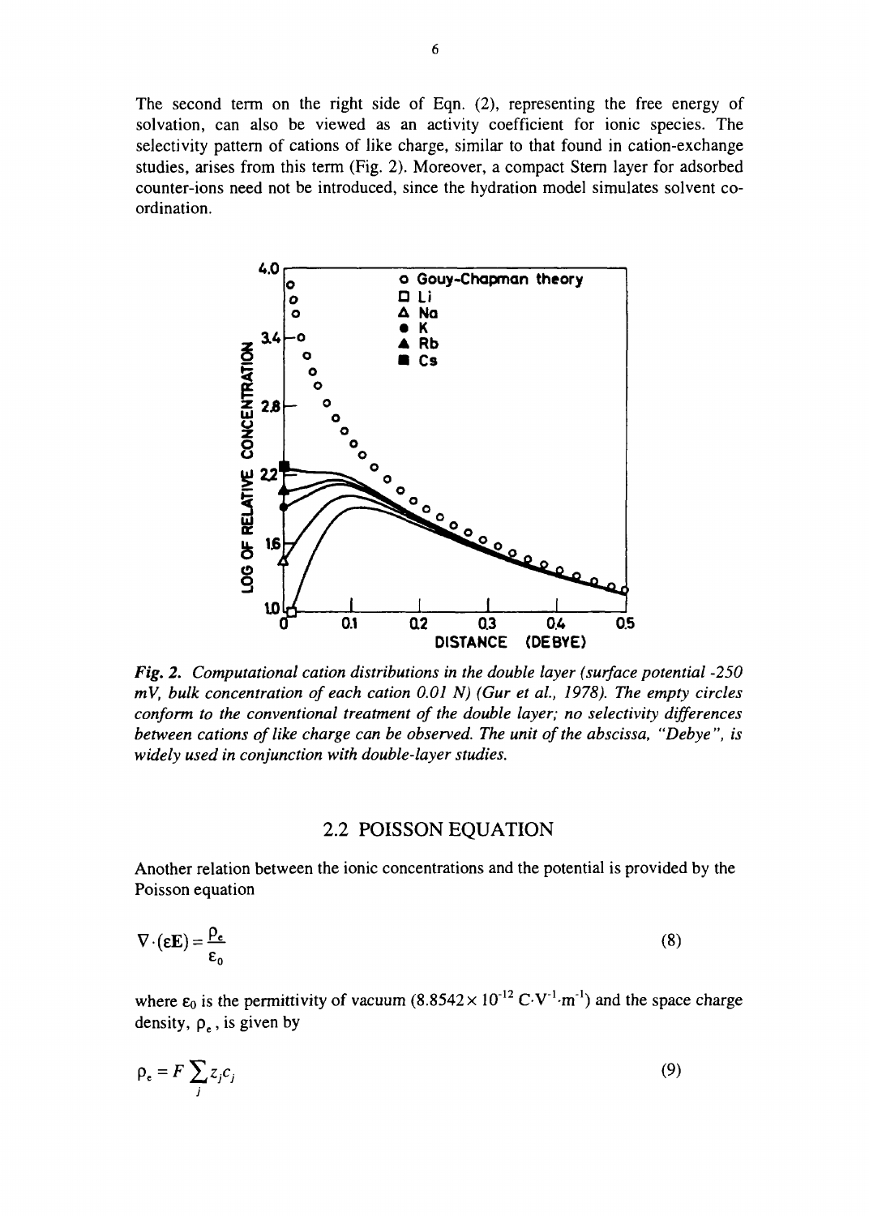The second term on the right side of Eqn. (2), representing the free energy of solvation, can also be viewed as an activity coefficient for ionic species. The selectivity pattern of cations of like charge, similar to that found in cation-exchange studies, arises from this term (Fig. 2). Moreover, a compact Stern layer for adsorbed counter-ions need not be introduced, since the hydration model simulates solvent co-ordination.

*Fig. 2. Computational cation distributions in the double layer (surface potential -250 mV, bulk concentration of each cation 0.01 N) (Gur et al., 1978). The empty circles conform to the conventional treatment of the double layer; no selectivity differences between cations of like charge can be observed. The unit of the abscissa, "Debye", is widely used in conjunction with double-layer studies.*

## 2.2 POISSON EQUATION

Another relation between the ionic concentrations and the potential is provided by the Poisson equation

$$\nabla \cdot (\varepsilon \mathbf{E}) = \frac{\rho_e}{\varepsilon_0} \tag{8}$$

where $\varepsilon_0$ is the permittivity of vacuum ($8.8542 \times 10^{-12}$ $C \cdot V^{-1} \cdot m^{-1}$) and the space charge density, $\rho_e$, is given by

$$\rho_e = F \sum_j z_j c_j \tag{9}$$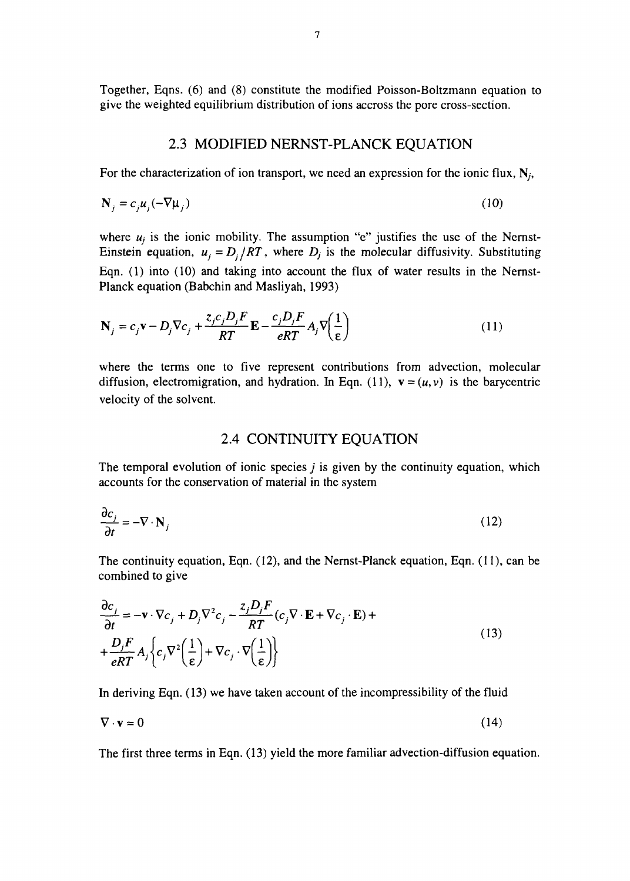Together, Eqns. (6) and (8) constitute the modified Poisson-Boltzmann equation to give the weighted equilibrium distribution of ions accross the pore cross-section.

## 2.3 MODIFIED NERNST-PLANCK EQUATION

For the characterization of ion transport, we need an expression for the ionic flux, $\mathbf{N}_j$,

$$\mathbf{N}_j = c_j u_j (-\nabla \mu_j) \tag{10}$$

where $u_j$ is the ionic mobility. The assumption "e" justifies the use of the Nernst-Einstein equation, $u_j = D_j / RT$, where $D_j$ is the molecular diffusivity. Substituting Eqn. (1) into (10) and taking into account the flux of water results in the Nernst-Planck equation (Babchin and Masliyah, 1993)

$$\mathbf{N}_j = c_j \mathbf{v} - D_j \nabla c_j + \frac{z_j c_j D_j F}{RT} \mathbf{E} - \frac{c_j D_j F}{eRT} A_j \nabla \left( \frac{1}{\varepsilon} \right) \tag{11}$$

where the terms one to five represent contributions from advection, molecular diffusion, electromigration, and hydration. In Eqn. (11), $\mathbf{v} = (u, v)$ is the barycentric velocity of the solvent.

## 2.4 CONTINUITY EQUATION

The temporal evolution of ionic species $j$ is given by the continuity equation, which accounts for the conservation of material in the system

$$\frac{\partial c_j}{\partial t} = -\nabla \cdot \mathbf{N}_j \tag{12}$$

The continuity equation, Eqn. (12), and the Nernst-Planck equation, Eqn. (11), can be combined to give

$$\begin{aligned} \frac{\partial c_j}{\partial t} = & -\mathbf{v} \cdot \nabla c_j + D_j \nabla^2 c_j - \frac{z_j D_j F}{RT} (c_j \nabla \cdot \mathbf{E} + \nabla c_j \cdot \mathbf{E}) + \\ & + \frac{D_j F}{eRT} A_j \left\{ c_j \nabla^2 \left( \frac{1}{\varepsilon} \right) + \nabla c_j \cdot \nabla \left( \frac{1}{\varepsilon} \right) \right\} \end{aligned} \tag{13}$$

In deriving Eqn. (13) we have taken account of the incompressibility of the fluid

$$\nabla \cdot \mathbf{v} = 0 \tag{14}$$

The first three terms in Eqn. (13) yield the more familiar advection-diffusion equation.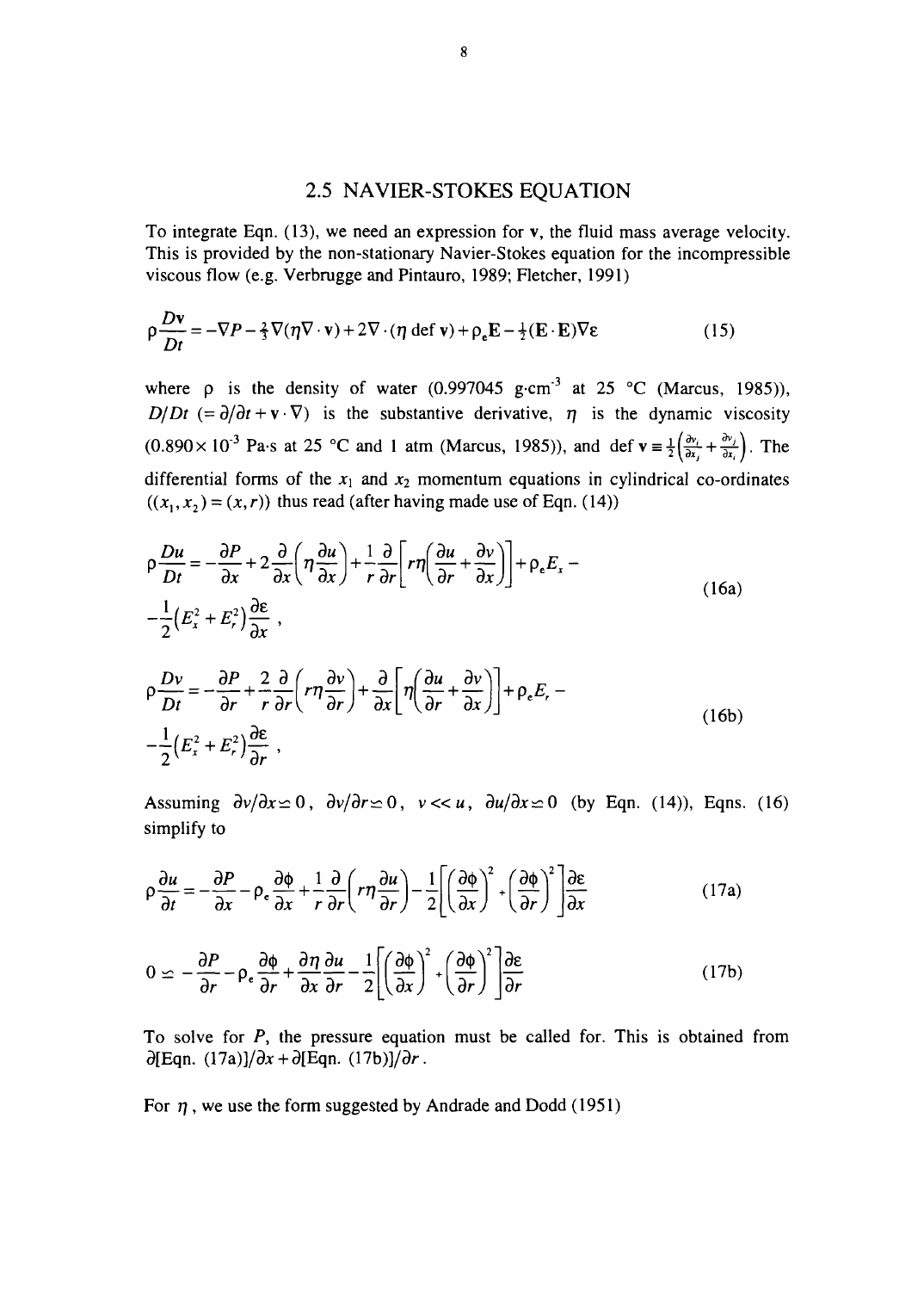## 2.5 NAVIER-STOKES EQUATION

To integrate Eqn. (13), we need an expression for $\mathbf{v}$, the fluid mass average velocity. This is provided by the non-stationary Navier-Stokes equation for the incompressible viscous flow (e.g. Verbrugge and Pintauro, 1989; Fletcher, 1991)

$$\rho \frac{D\mathbf{v}}{Dt} = -\nabla P - \tfrac{2}{3}\nabla(\eta \nabla \cdot \mathbf{v}) + 2\nabla \cdot (\eta \operatorname{def} \mathbf{v}) + \rho_e \mathbf{E} - \tfrac{1}{2}(\mathbf{E} \cdot \mathbf{E})\nabla \varepsilon \tag{15}$$

where $\rho$ is the density of water (0.997045 g·cm$^{-3}$ at 25 °C (Marcus, 1985)), $D/Dt$ $(= \partial/\partial t + \mathbf{v} \cdot \nabla)$ is the substantive derivative, $\eta$ is the dynamic viscosity ($0.890 \times 10^{-3}$ Pa·s at 25 °C and 1 atm (Marcus, 1985)), and $\operatorname{def} \mathbf{v} \equiv \frac{1}{2}\left(\frac{\partial v_i}{\partial x_j} + \frac{\partial v_j}{\partial x_i}\right)$. The differential forms of the $x_1$ and $x_2$ momentum equations in cylindrical co-ordinates $((x_1, x_2) = (x, r))$ thus read (after having made use of Eqn. (14))

$$\rho \frac{Du}{Dt} = -\frac{\partial P}{\partial x} + 2\frac{\partial}{\partial x}\left(\eta \frac{\partial u}{\partial x}\right) + \frac{1}{r}\frac{\partial}{\partial r}\left[r\eta\left(\frac{\partial u}{\partial r} + \frac{\partial v}{\partial x}\right)\right] + \rho_e E_x - \\ -\frac{1}{2}\left(E_x^2 + E_r^2\right)\frac{\partial \varepsilon}{\partial x}, \tag{16a}$$

$$\rho \frac{Dv}{Dt} = -\frac{\partial P}{\partial r} + \frac{2}{r}\frac{\partial}{\partial r}\left(r\eta \frac{\partial v}{\partial r}\right) + \frac{\partial}{\partial x}\left[\eta\left(\frac{\partial u}{\partial r} + \frac{\partial v}{\partial x}\right)\right] + \rho_e E_r - \\ -\frac{1}{2}\left(E_x^2 + E_r^2\right)\frac{\partial \varepsilon}{\partial r}, \tag{16b}$$

Assuming $\partial v/\partial x \simeq 0$, $\partial v/\partial r \simeq 0$, $v << u$, $\partial u/\partial x \simeq 0$ (by Eqn. (14)), Eqns. (16) simplify to

$$\rho \frac{\partial u}{\partial t} = -\frac{\partial P}{\partial x} - \rho_e \frac{\partial \phi}{\partial x} + \frac{1}{r}\frac{\partial}{\partial r}\left(r\eta \frac{\partial u}{\partial r}\right) - \frac{1}{2}\left[\left(\frac{\partial \phi}{\partial x}\right)^2 + \left(\frac{\partial \phi}{\partial r}\right)^2\right]\frac{\partial \varepsilon}{\partial x} \tag{17a}$$

$$0 \simeq -\frac{\partial P}{\partial r} - \rho_e \frac{\partial \phi}{\partial r} + \frac{\partial \eta}{\partial x}\frac{\partial u}{\partial r} - \frac{1}{2}\left[\left(\frac{\partial \phi}{\partial x}\right)^2 + \left(\frac{\partial \phi}{\partial r}\right)^2\right]\frac{\partial \varepsilon}{\partial r} \tag{17b}$$

To solve for $P$, the pressure equation must be called for. This is obtained from $\partial[\text{Eqn. (17a)}]/\partial x + \partial[\text{Eqn. (17b)}]/\partial r$.

For $\eta$, we use the form suggested by Andrade and Dodd (1951)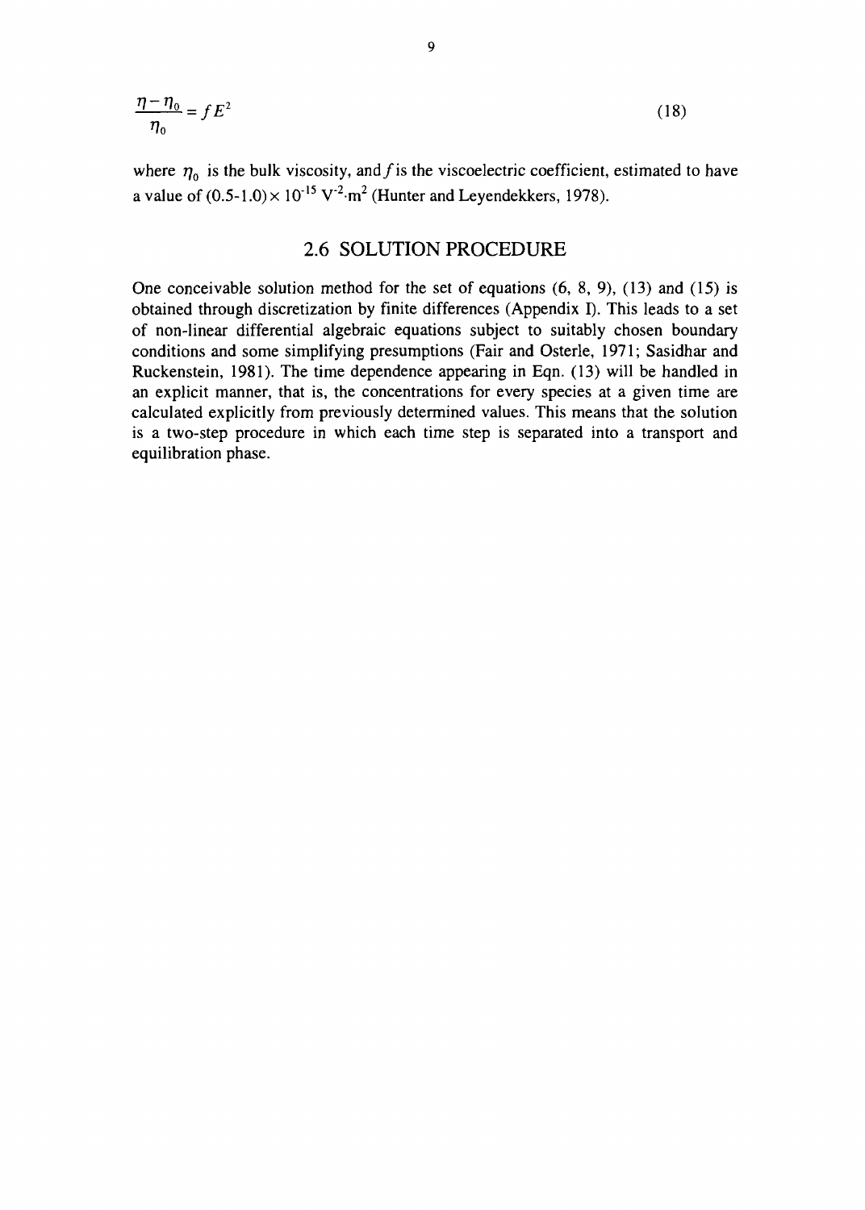$$\frac{\eta - \eta_0}{\eta_0} = f E^2 \tag{18}$$

where $\eta_0$ is the bulk viscosity, and $f$ is the viscoelectric coefficient, estimated to have a value of $(0.5\text{-}1.0) \times 10^{-15}\ \mathrm{V^{-2} \cdot m^2}$ (Hunter and Leyendekkers, 1978).

## 2.6 SOLUTION PROCEDURE

One conceivable solution method for the set of equations (6, 8, 9), (13) and (15) is obtained through discretization by finite differences (Appendix I). This leads to a set of non-linear differential algebraic equations subject to suitably chosen boundary conditions and some simplifying presumptions (Fair and Osterle, 1971; Sasidhar and Ruckenstein, 1981). The time dependence appearing in Eqn. (13) will be handled in an explicit manner, that is, the concentrations for every species at a given time are calculated explicitly from previously determined values. This means that the solution is a two-step procedure in which each time step is separated into a transport and equilibration phase.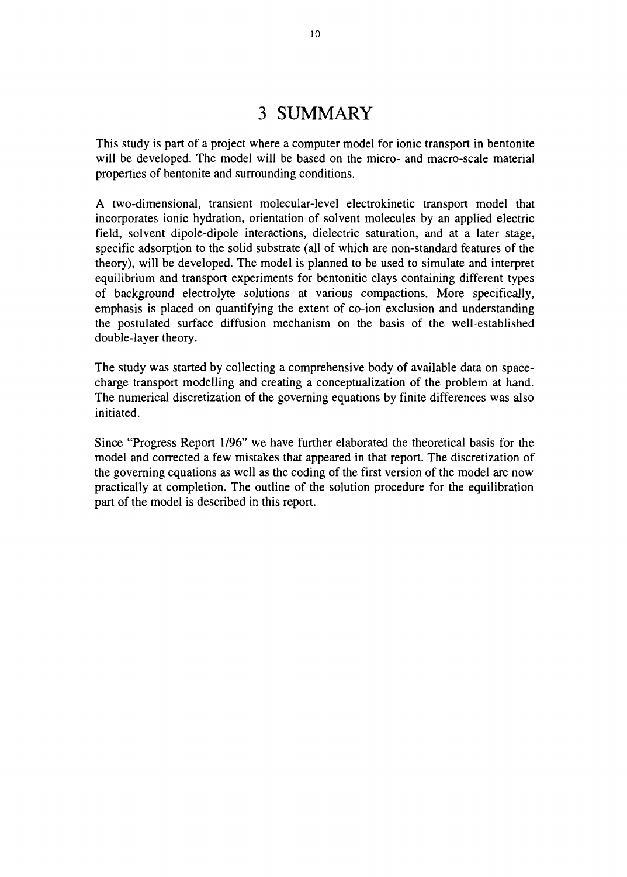# 3 SUMMARY

This study is part of a project where a computer model for ionic transport in bentonite will be developed. The model will be based on the micro- and macro-scale material properties of bentonite and surrounding conditions.

A two-dimensional, transient molecular-level electrokinetic transport model that incorporates ionic hydration, orientation of solvent molecules by an applied electric field, solvent dipole-dipole interactions, dielectric saturation, and at a later stage, specific adsorption to the solid substrate (all of which are non-standard features of the theory), will be developed. The model is planned to be used to simulate and interpret equilibrium and transport experiments for bentonitic clays containing different types of background electrolyte solutions at various compactions. More specifically, emphasis is placed on quantifying the extent of co-ion exclusion and understanding the postulated surface diffusion mechanism on the basis of the well-established double-layer theory.

The study was started by collecting a comprehensive body of available data on space-charge transport modelling and creating a conceptualization of the problem at hand. The numerical discretization of the governing equations by finite differences was also initiated.

Since "Progress Report 1/96" we have further elaborated the theoretical basis for the model and corrected a few mistakes that appeared in that report. The discretization of the governing equations as well as the coding of the first version of the model are now practically at completion. The outline of the solution procedure for the equilibration part of the model is described in this report.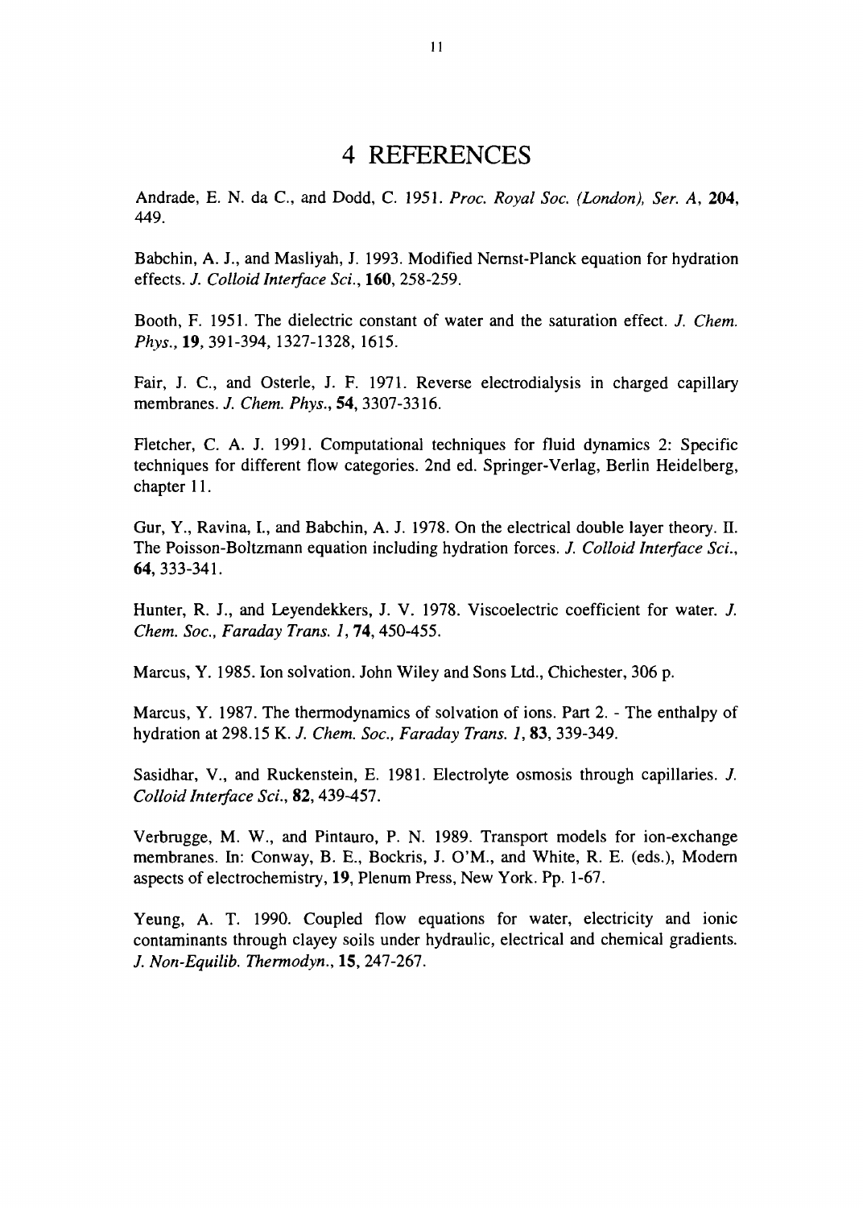# 4 REFERENCES

Andrade, E. N. da C., and Dodd, C. 1951. *Proc. Royal Soc. (London), Ser. A*, **204**, 449.

Babchin, A. J., and Masliyah, J. 1993. Modified Nernst-Planck equation for hydration effects. *J. Colloid Interface Sci.*, **160**, 258-259.

Booth, F. 1951. The dielectric constant of water and the saturation effect. *J. Chem. Phys.*, **19**, 391-394, 1327-1328, 1615.

Fair, J. C., and Osterle, J. F. 1971. Reverse electrodialysis in charged capillary membranes. *J. Chem. Phys.*, **54**, 3307-3316.

Fletcher, C. A. J. 1991. Computational techniques for fluid dynamics 2: Specific techniques for different flow categories. 2nd ed. Springer-Verlag, Berlin Heidelberg, chapter 11.

Gur, Y., Ravina, I., and Babchin, A. J. 1978. On the electrical double layer theory. II. The Poisson-Boltzmann equation including hydration forces. *J. Colloid Interface Sci.*, **64**, 333-341.

Hunter, R. J., and Leyendekkers, J. V. 1978. Viscoelectric coefficient for water. *J. Chem. Soc., Faraday Trans. 1*, **74**, 450-455.

Marcus, Y. 1985. Ion solvation. John Wiley and Sons Ltd., Chichester, 306 p.

Marcus, Y. 1987. The thermodynamics of solvation of ions. Part 2. - The enthalpy of hydration at 298.15 K. *J. Chem. Soc., Faraday Trans. 1*, **83**, 339-349.

Sasidhar, V., and Ruckenstein, E. 1981. Electrolyte osmosis through capillaries. *J. Colloid Interface Sci.*, **82**, 439-457.

Verbrugge, M. W., and Pintauro, P. N. 1989. Transport models for ion-exchange membranes. In: Conway, B. E., Bockris, J. O'M., and White, R. E. (eds.), Modern aspects of electrochemistry, **19**, Plenum Press, New York. Pp. 1-67.

Yeung, A. T. 1990. Coupled flow equations for water, electricity and ionic contaminants through clayey soils under hydraulic, electrical and chemical gradients. *J. Non-Equilib. Thermodyn.*, **15**, 247-267.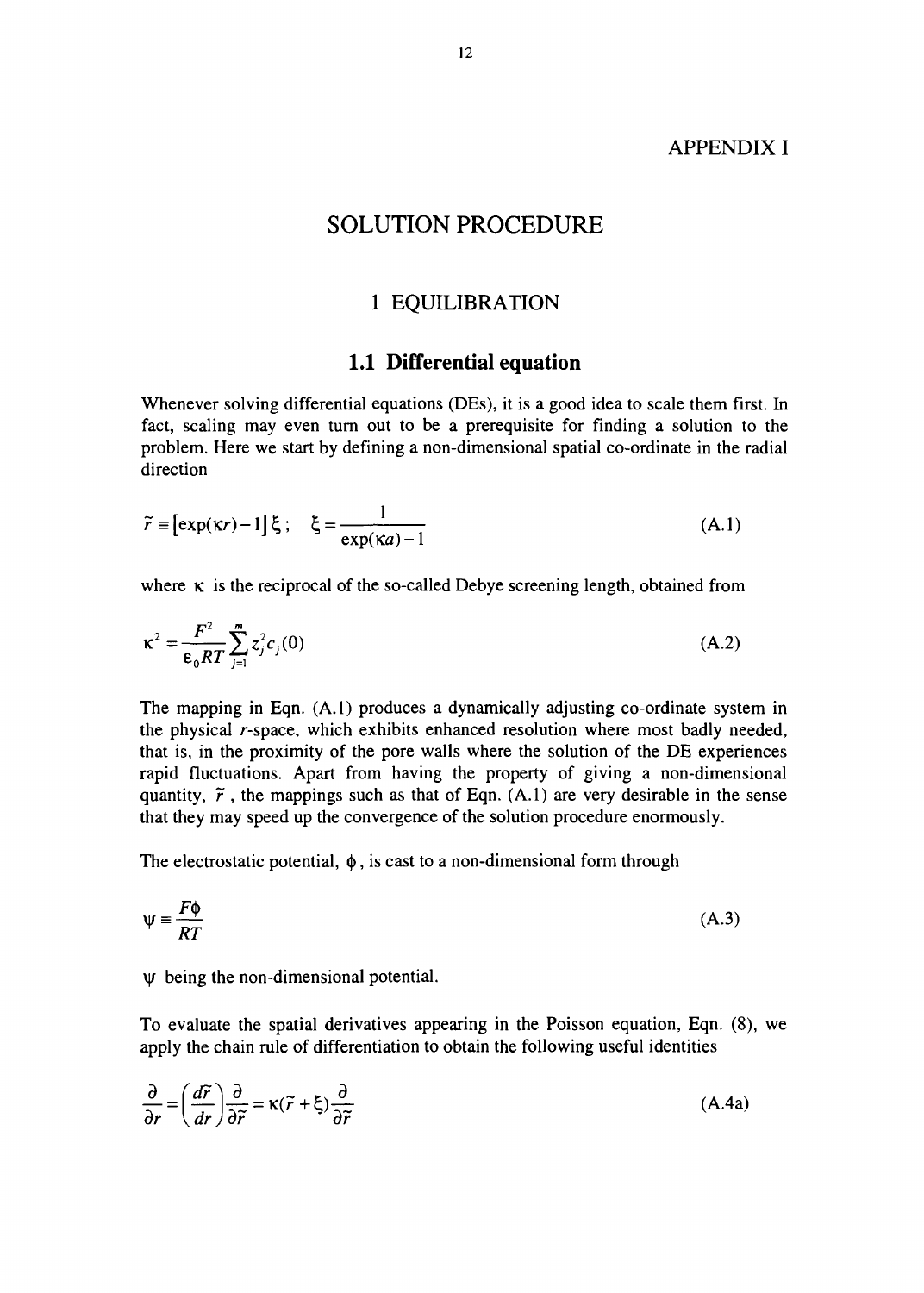# APPENDIX I

## SOLUTION PROCEDURE

### 1 EQUILIBRATION

### 1.1 Differential equation

Whenever solving differential equations (DEs), it is a good idea to scale them first. In fact, scaling may even turn out to be a prerequisite for finding a solution to the problem. Here we start by defining a non-dimensional spatial co-ordinate in the radial direction

$$\tilde{r} \equiv \left[\exp(\kappa r) - 1\right]\xi\,; \quad \xi = \frac{1}{\exp(\kappa a) - 1} \tag{A.1}$$

where $\kappa$ is the reciprocal of the so-called Debye screening length, obtained from

$$\kappa^2 = \frac{F^2}{\varepsilon_0 RT}\sum_{j=1}^{m} z_j^2 c_j(0) \tag{A.2}$$

The mapping in Eqn. (A.1) produces a dynamically adjusting co-ordinate system in the physical $r$-space, which exhibits enhanced resolution where most badly needed, that is, in the proximity of the pore walls where the solution of the DE experiences rapid fluctuations. Apart from having the property of giving a non-dimensional quantity, $\tilde{r}$, the mappings such as that of Eqn. (A.1) are very desirable in the sense that they may speed up the convergence of the solution procedure enormously.

The electrostatic potential, $\phi$, is cast to a non-dimensional form through

$$\psi \equiv \frac{F\phi}{RT} \tag{A.3}$$

$\psi$ being the non-dimensional potential.

To evaluate the spatial derivatives appearing in the Poisson equation, Eqn. (8), we apply the chain rule of differentiation to obtain the following useful identities

$$\frac{\partial}{\partial r} = \left(\frac{d\tilde{r}}{dr}\right)\frac{\partial}{\partial \tilde{r}} = \kappa(\tilde{r} + \xi)\frac{\partial}{\partial \tilde{r}} \tag{A.4a}$$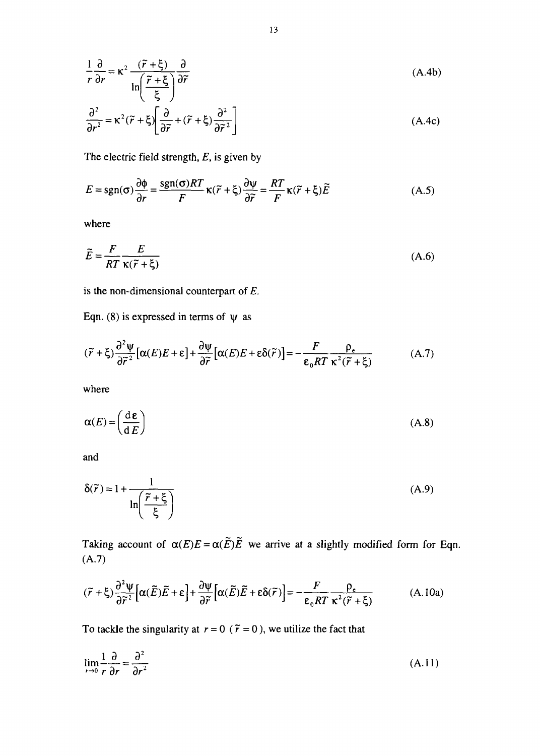$$\frac{1}{r}\frac{\partial}{\partial r} = \kappa^2 \frac{(\tilde{r}+\xi)}{\ln\left(\dfrac{\tilde{r}+\xi}{\xi}\right)} \frac{\partial}{\partial \tilde{r}} \tag{A.4b}$$

$$\frac{\partial^2}{\partial r^2} = \kappa^2(\tilde{r}+\xi)\left[\frac{\partial}{\partial \tilde{r}} + (\tilde{r}+\xi)\frac{\partial^2}{\partial \tilde{r}^2}\right] \tag{A.4c}$$

The electric field strength, $E$, is given by

$$E = \mathrm{sgn}(\sigma)\frac{\partial \phi}{\partial r} = \frac{\mathrm{sgn}(\sigma) RT}{F}\kappa(\tilde{r}+\xi)\frac{\partial \psi}{\partial \tilde{r}} = \frac{RT}{F}\kappa(\tilde{r}+\xi)\tilde{E} \tag{A.5}$$

where

$$\tilde{E} = \frac{F}{RT}\frac{E}{\kappa(\tilde{r}+\xi)} \tag{A.6}$$

is the non-dimensional counterpart of $E$.

Eqn. (8) is expressed in terms of $\psi$ as

$$(\tilde{r}+\xi)\frac{\partial^2 \psi}{\partial \tilde{r}^2}\left[\alpha(E)E + \varepsilon\right] + \frac{\partial \psi}{\partial \tilde{r}}\left[\alpha(E)E + \varepsilon\delta(\tilde{r})\right] = -\frac{F}{\varepsilon_0 RT}\frac{\rho_e}{\kappa^2(\tilde{r}+\xi)} \tag{A.7}$$

where

$$\alpha(E) = \left(\frac{\mathrm{d}\varepsilon}{\mathrm{d}E}\right) \tag{A.8}$$

and

$$\delta(\tilde{r}) = 1 + \frac{1}{\ln\left(\dfrac{\tilde{r}+\xi}{\xi}\right)} \tag{A.9}$$

Taking account of $\alpha(E)E = \alpha(\tilde{E})\tilde{E}$ we arrive at a slightly modified form for Eqn. (A.7)

$$(\tilde{r}+\xi)\frac{\partial^2 \psi}{\partial \tilde{r}^2}\left[\alpha(\tilde{E})\tilde{E} + \varepsilon\right] + \frac{\partial \psi}{\partial \tilde{r}}\left[\alpha(\tilde{E})\tilde{E} + \varepsilon\delta(\tilde{r})\right] = -\frac{F}{\varepsilon_0 RT}\frac{\rho_e}{\kappa^2(\tilde{r}+\xi)} \tag{A.10a}$$

To tackle the singularity at $r = 0$ ($\tilde{r} = 0$), we utilize the fact that

$$\lim_{r\to 0}\frac{1}{r}\frac{\partial}{\partial r} = \frac{\partial^2}{\partial r^2} \tag{A.11}$$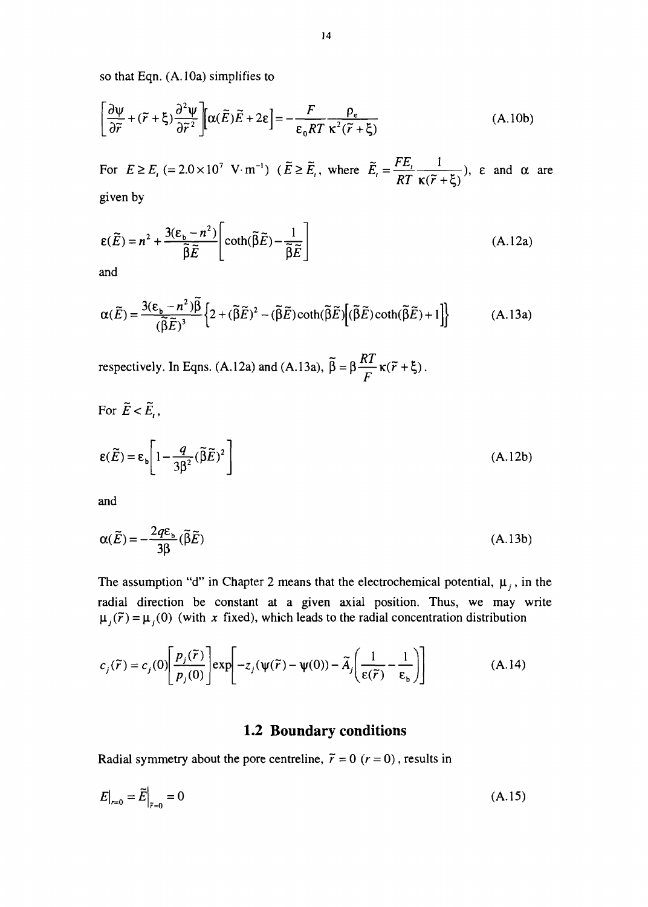so that Eqn. (A.10a) simplifies to

$$\left[\frac{\partial \psi}{\partial \tilde{r}} + (\tilde{r} + \xi)\frac{\partial^2 \psi}{\partial \tilde{r}^2}\right]\left[\alpha(\tilde{E})\tilde{E} + 2\varepsilon\right] = -\frac{F}{\varepsilon_0 RT}\frac{\rho_e}{\kappa^2(\tilde{r} + \xi)} \tag{A.10b}$$

For $E \geq E_t$ $(= 2.0 \times 10^7 \text{ V} \cdot \text{m}^{-1})$ ($\tilde{E} \geq \tilde{E}_t$, where $\tilde{E}_t = \frac{FE_t}{RT}\frac{1}{\kappa(\tilde{r} + \xi)}$), $\varepsilon$ and $\alpha$ are given by

$$\varepsilon(\tilde{E}) = n^2 + \frac{3(\varepsilon_b - n^2)}{\tilde{\beta}\tilde{E}}\left[\coth(\tilde{\beta}\tilde{E}) - \frac{1}{\tilde{\beta}\tilde{E}}\right] \tag{A.12a}$$

and

$$\alpha(\tilde{E}) = \frac{3(\varepsilon_b - n^2)\tilde{\beta}}{(\tilde{\beta}\tilde{E})^3}\left\{2 + (\tilde{\beta}\tilde{E})^2 - (\tilde{\beta}\tilde{E})\coth(\tilde{\beta}\tilde{E})\left[(\tilde{\beta}\tilde{E})\coth(\tilde{\beta}\tilde{E}) + 1\right]\right\} \tag{A.13a}$$

respectively. In Eqns. (A.12a) and (A.13a), $\tilde{\beta} = \beta\frac{RT}{F}\kappa(\tilde{r} + \xi)$.

For $\tilde{E} < \tilde{E}_t$,

$$\varepsilon(\tilde{E}) = \varepsilon_b\left[1 - \frac{q}{3\beta^2}(\tilde{\beta}\tilde{E})^2\right] \tag{A.12b}$$

and

$$\alpha(\tilde{E}) = -\frac{2q\varepsilon_b}{3\beta}(\tilde{\beta}\tilde{E}) \tag{A.13b}$$

The assumption "d" in Chapter 2 means that the electrochemical potential, $\mu_j$, in the radial direction be constant at a given axial position. Thus, we may write $\mu_j(\tilde{r}) = \mu_j(0)$ (with $x$ fixed), which leads to the radial concentration distribution

$$c_j(\tilde{r}) = c_j(0)\left[\frac{p_j(\tilde{r})}{p_j(0)}\right]\exp\left[-z_j(\psi(\tilde{r}) - \psi(0)) - \tilde{A}_j\left(\frac{1}{\varepsilon(\tilde{r})} - \frac{1}{\varepsilon_b}\right)\right] \tag{A.14}$$

## 1.2 Boundary conditions

Radial symmetry about the pore centreline, $\tilde{r} = 0$ $(r = 0)$, results in

$$E\big|_{r=0} = \tilde{E}\big|_{\tilde{r}=0} = 0 \tag{A.15}$$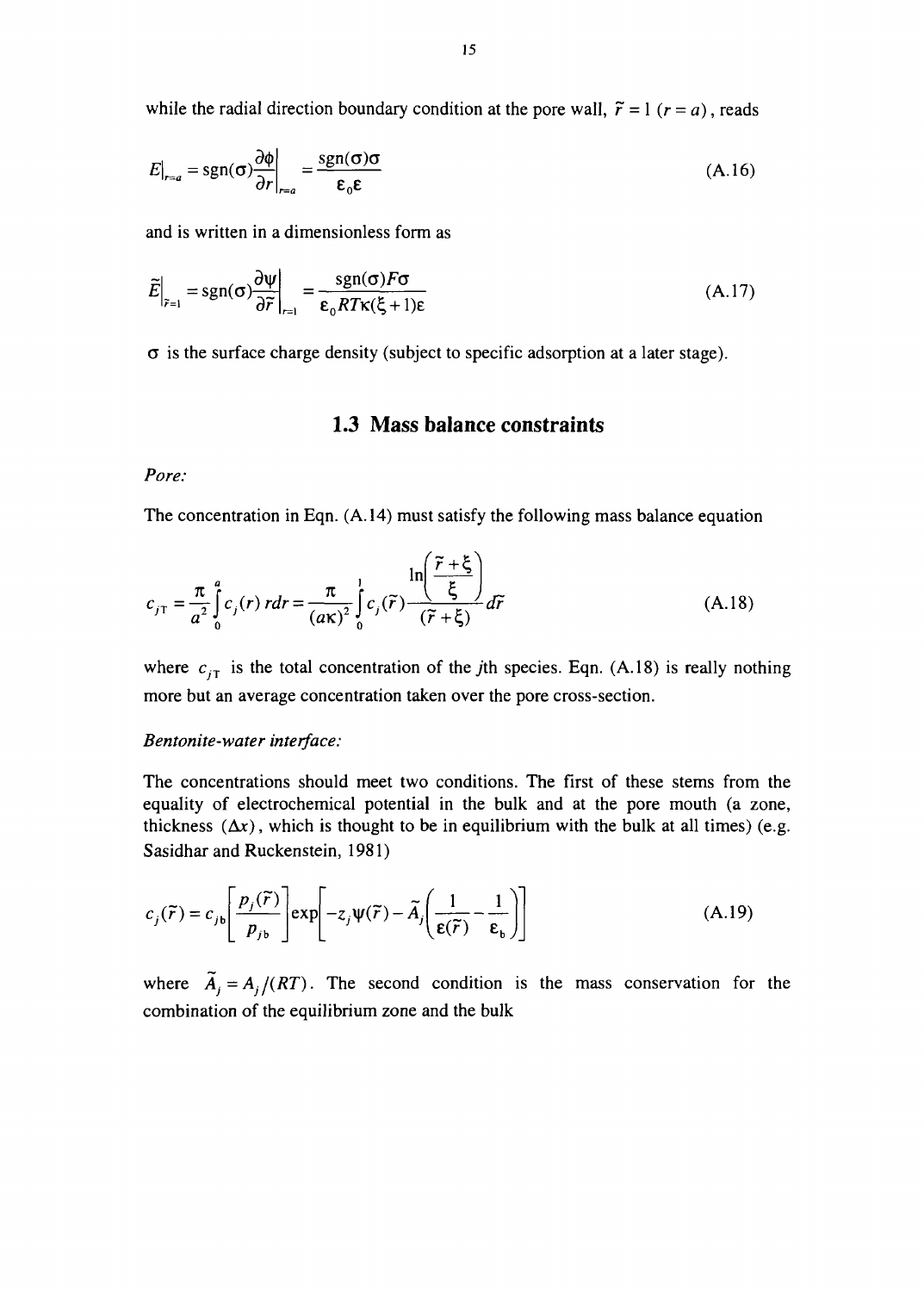while the radial direction boundary condition at the pore wall, $\tilde{r} = 1$ $(r = a)$, reads

$$E\big|_{r=a} = \text{sgn}(\sigma)\frac{\partial \phi}{\partial r}\bigg|_{r=a} = \frac{\text{sgn}(\sigma)\sigma}{\varepsilon_0 \varepsilon} \tag{A.16}$$

and is written in a dimensionless form as

$$\tilde{E}\big|_{\tilde{r}=1} = \text{sgn}(\sigma)\frac{\partial \psi}{\partial \tilde{r}}\bigg|_{\tilde{r}=1} = \frac{\text{sgn}(\sigma)F\sigma}{\varepsilon_0 RT\kappa(\xi+1)\varepsilon} \tag{A.17}$$

$\sigma$ is the surface charge density (subject to specific adsorption at a later stage).

## 1.3 Mass balance constraints

*Pore:*

The concentration in Eqn. (A.14) must satisfy the following mass balance equation

$$c_{j\mathrm{T}} = \frac{\pi}{a^2}\int_0^a c_j(r)\, r dr = \frac{\pi}{(a\kappa)^2}\int_0^1 c_j(\tilde{r})\frac{\ln\left(\dfrac{\tilde{r}+\xi}{\xi}\right)}{(\tilde{r}+\xi)}d\tilde{r} \tag{A.18}$$

where $c_{j\mathrm{T}}$ is the total concentration of the $j$th species. Eqn. (A.18) is really nothing more but an average concentration taken over the pore cross-section.

*Bentonite-water interface:*

The concentrations should meet two conditions. The first of these stems from the equality of electrochemical potential in the bulk and at the pore mouth (a zone, thickness $(\Delta x)$, which is thought to be in equilibrium with the bulk at all times) (e.g. Sasidhar and Ruckenstein, 1981)

$$c_j(\tilde{r}) = c_{j\mathrm{b}}\left[\frac{p_j(\tilde{r})}{p_{j\mathrm{b}}}\right]\exp\left[-z_j\psi(\tilde{r}) - \tilde{A}_j\left(\frac{1}{\varepsilon(\tilde{r})} - \frac{1}{\varepsilon_\mathrm{b}}\right)\right] \tag{A.19}$$

where $\tilde{A}_j = A_j/(RT)$. The second condition is the mass conservation for the combination of the equilibrium zone and the bulk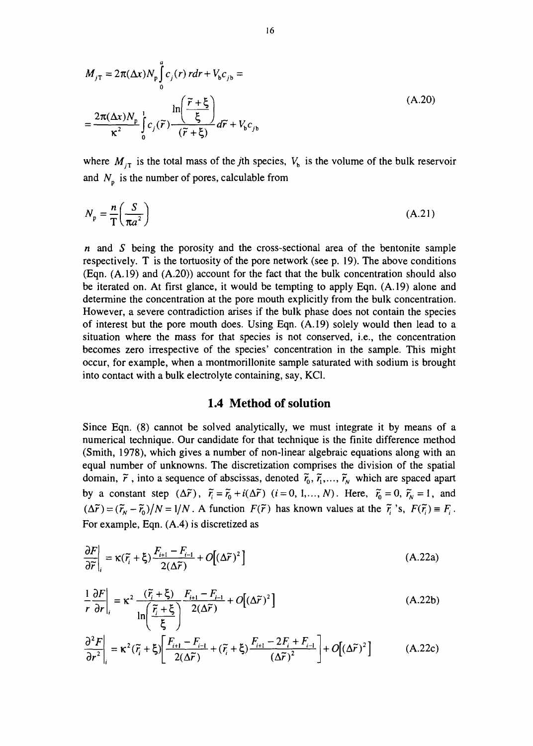$$M_{j\mathrm{T}} = 2\pi(\Delta x)N_{\mathrm{p}}\int_0^a c_j(r)\, r dr + V_{\mathrm{b}} c_{j\mathrm{b}} =$$

$$= \frac{2\pi(\Delta x)N_{\mathrm{p}}}{\kappa^2}\int_0^1 c_j(\tilde{r})\frac{\ln\left(\dfrac{\tilde{r}+\xi}{\xi}\right)}{(\tilde{r}+\xi)}d\tilde{r} + V_{\mathrm{b}} c_{j\mathrm{b}} \tag{A.20}$$

where $M_{j\mathrm{T}}$ is the total mass of the $j$th species, $V_{\mathrm{b}}$ is the volume of the bulk reservoir and $N_{\mathrm{p}}$ is the number of pores, calculable from

$$N_{\mathrm{p}} = \frac{n}{\mathrm{T}}\left(\frac{S}{\pi a^2}\right) \tag{A.21}$$

$n$ and $S$ being the porosity and the cross-sectional area of the bentonite sample respectively. T is the tortuosity of the pore network (see p. 19). The above conditions (Eqn. (A.19) and (A.20)) account for the fact that the bulk concentration should also be iterated on. At first glance, it would be tempting to apply Eqn. (A.19) alone and determine the concentration at the pore mouth explicitly from the bulk concentration. However, a severe contradiction arises if the bulk phase does not contain the species of interest but the pore mouth does. Using Eqn. (A.19) solely would then lead to a situation where the mass for that species is not conserved, i.e., the concentration becomes zero irrespective of the species' concentration in the sample. This might occur, for example, when a montmorillonite sample saturated with sodium is brought into contact with a bulk electrolyte containing, say, KCl.

## 1.4 Method of solution

Since Eqn. (8) cannot be solved analytically, we must integrate it by means of a numerical technique. Our candidate for that technique is the finite difference method (Smith, 1978), which gives a number of non-linear algebraic equations along with an equal number of unknowns. The discretization comprises the division of the spatial domain, $\tilde{r}$, into a sequence of abscissas, denoted $\tilde{r}_0, \tilde{r}_1, \ldots, \tilde{r}_N$ which are spaced apart by a constant step $(\Delta\tilde{r})$, $\tilde{r}_i = \tilde{r}_0 + i(\Delta\tilde{r})$ $(i = 0, 1, \ldots, N)$. Here, $\tilde{r}_0 = 0$, $\tilde{r}_N = 1$, and $(\Delta\tilde{r}) = (\tilde{r}_N - \tilde{r}_0)/N = 1/N$. A function $F(\tilde{r})$ has known values at the $\tilde{r}_i$'s, $F(\tilde{r}_i) \equiv F_i$. For example, Eqn. (A.4) is discretized as

$$\left.\frac{\partial F}{\partial \tilde{r}}\right|_i = \kappa(\tilde{r}_i + \xi)\frac{F_{i+1} - F_{i-1}}{2(\Delta\tilde{r})} + O\left[(\Delta\tilde{r})^2\right] \tag{A.22a}$$

$$\left.\frac{1}{r}\frac{\partial F}{\partial r}\right|_i = \kappa^2\frac{(\tilde{r}_i + \xi)}{\ln\left(\dfrac{\tilde{r}_i + \xi}{\xi}\right)}\frac{F_{i+1} - F_{i-1}}{2(\Delta\tilde{r})} + O\left[(\Delta\tilde{r})^2\right] \tag{A.22b}$$

$$\left.\frac{\partial^2 F}{\partial r^2}\right|_i = \kappa^2(\tilde{r}_i + \xi)\left[\frac{F_{i+1} - F_{i-1}}{2(\Delta\tilde{r})} + (\tilde{r}_i + \xi)\frac{F_{i+1} - 2F_i + F_{i-1}}{(\Delta\tilde{r})^2}\right] + O\left[(\Delta\tilde{r})^2\right] \tag{A.22c}$$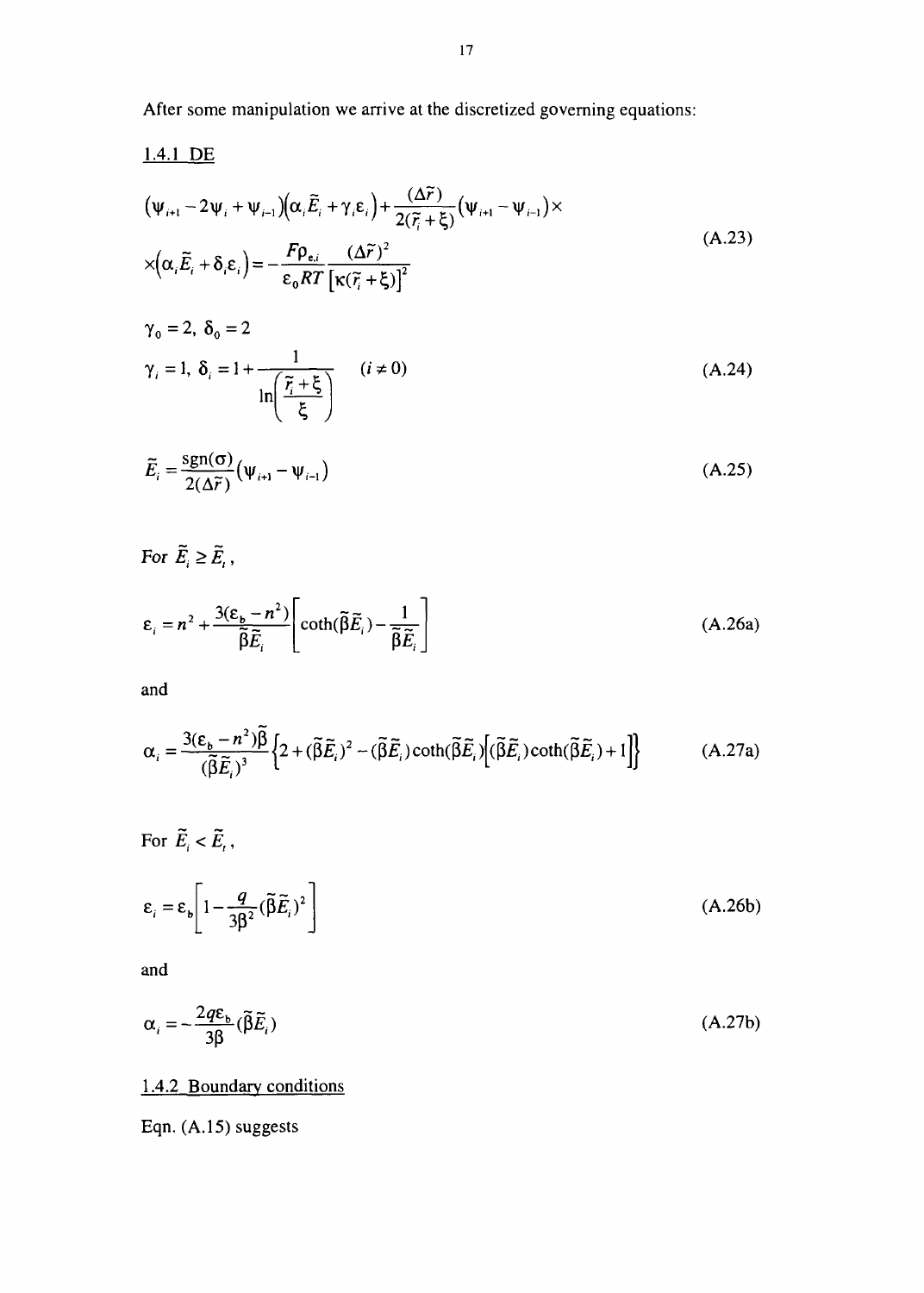After some manipulation we arrive at the discretized governing equations:

### 1.4.1 DE

$$
\begin{aligned}
&(\psi_{i+1} - 2\psi_i + \psi_{i-1})(\alpha_i \tilde{E}_i + \gamma_i \varepsilon_i) + \frac{(\Delta \tilde{r})}{2(\tilde{r}_i + \xi)}(\psi_{i+1} - \psi_{i-1}) \times \\
&\times (\alpha_i \tilde{E}_i + \delta_i \varepsilon_i) = -\frac{F\rho_{e,i}}{\varepsilon_0 RT} \frac{(\Delta \tilde{r})^2}{[\kappa(\tilde{r}_i + \xi)]^2}
\end{aligned}
\tag{A.23}
$$

$$
\begin{aligned}
&\gamma_0 = 2,\ \delta_0 = 2 \\
&\gamma_i = 1,\ \delta_i = 1 + \frac{1}{\ln\left(\frac{\tilde{r}_i + \xi}{\xi}\right)} \qquad (i \neq 0)
\end{aligned}
\tag{A.24}
$$

$$
\tilde{E}_i = \frac{\text{sgn}(\sigma)}{2(\Delta \tilde{r})}(\psi_{i+1} - \psi_{i-1})
\tag{A.25}
$$

For $\tilde{E}_i \geq \tilde{E}_t$,

$$
\varepsilon_i = n^2 + \frac{3(\varepsilon_b - n^2)}{\tilde{\beta}\tilde{E}_i}\left[\coth(\tilde{\beta}\tilde{E}_i) - \frac{1}{\tilde{\beta}\tilde{E}_i}\right]
\tag{A.26a}
$$

and

$$
\alpha_i = \frac{3(\varepsilon_b - n^2)\tilde{\beta}}{(\tilde{\beta}\tilde{E}_i)^3}\left\{2 + (\tilde{\beta}\tilde{E}_i)^2 - (\tilde{\beta}\tilde{E}_i)\coth(\tilde{\beta}\tilde{E}_i)\left[(\tilde{\beta}\tilde{E}_i)\coth(\tilde{\beta}\tilde{E}_i) + 1\right]\right\}
\tag{A.27a}
$$

For $\tilde{E}_i < \tilde{E}_t$,

$$
\varepsilon_i = \varepsilon_b\left[1 - \frac{q}{3\beta^2}(\tilde{\beta}\tilde{E}_i)^2\right]
\tag{A.26b}
$$

and

$$
\alpha_i = -\frac{2q\varepsilon_b}{3\beta}(\tilde{\beta}\tilde{E}_i)
\tag{A.27b}
$$

### 1.4.2 Boundary conditions

Eqn. (A.15) suggests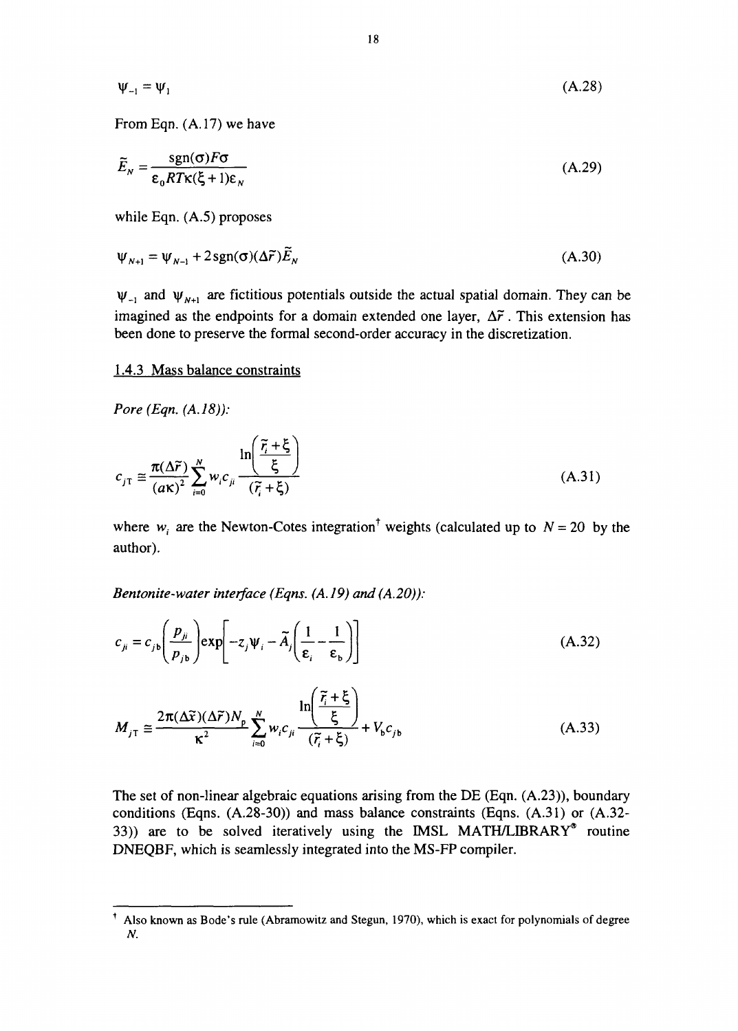$$\psi_{-1} = \psi_1 \tag{A.28}$$

From Eqn. (A.17) we have

$$\tilde{E}_N = \frac{\text{sgn}(\sigma) F\sigma}{\varepsilon_0 RT\kappa(\xi + 1)\varepsilon_N} \tag{A.29}$$

while Eqn. (A.5) proposes

$$\psi_{N+1} = \psi_{N-1} + 2\,\text{sgn}(\sigma)(\Delta\tilde{r})\tilde{E}_N \tag{A.30}$$

$\psi_{-1}$ and $\psi_{N+1}$ are fictitious potentials outside the actual spatial domain. They can be imagined as the endpoints for a domain extended one layer, $\Delta\tilde{r}$. This extension has been done to preserve the formal second-order accuracy in the discretization.

### 1.4.3 Mass balance constraints

*Pore (Eqn. (A.18)):*

$$c_{jT} \cong \frac{\pi(\Delta\tilde{r})}{(a\kappa)^2} \sum_{i=0}^{N} w_i c_{ji} \frac{\ln\left(\dfrac{\tilde{r}_i + \xi}{\xi}\right)}{(\tilde{r}_i + \xi)} \tag{A.31}$$

where $w_i$ are the Newton-Cotes integration[†] weights (calculated up to $N = 20$ by the author).

*Bentonite-water interface (Eqns. (A.19) and (A.20)):*

$$c_{ji} = c_{jb}\left(\frac{p_{ji}}{p_{jb}}\right)\exp\left[-z_j\psi_i - \tilde{A}_j\left(\frac{1}{\varepsilon_i} - \frac{1}{\varepsilon_b}\right)\right] \tag{A.32}$$

$$M_{jT} \cong \frac{2\pi(\Delta\tilde{x})(\Delta\tilde{r})N_p}{\kappa^2} \sum_{i=0}^{N} w_i c_{ji} \frac{\ln\left(\dfrac{\tilde{r}_i + \xi}{\xi}\right)}{(\tilde{r}_i + \xi)} + V_b c_{jb} \tag{A.33}$$

The set of non-linear algebraic equations arising from the DE (Eqn. (A.23)), boundary conditions (Eqns. (A.28-30)) and mass balance constraints (Eqns. (A.31) or (A.32-33)) are to be solved iteratively using the IMSL MATH/LIBRARY® routine DNEQBF, which is seamlessly integrated into the MS-FP compiler.

---

[†] Also known as Bode's rule (Abramowitz and Stegun, 1970), which is exact for polynomials of degree $N$.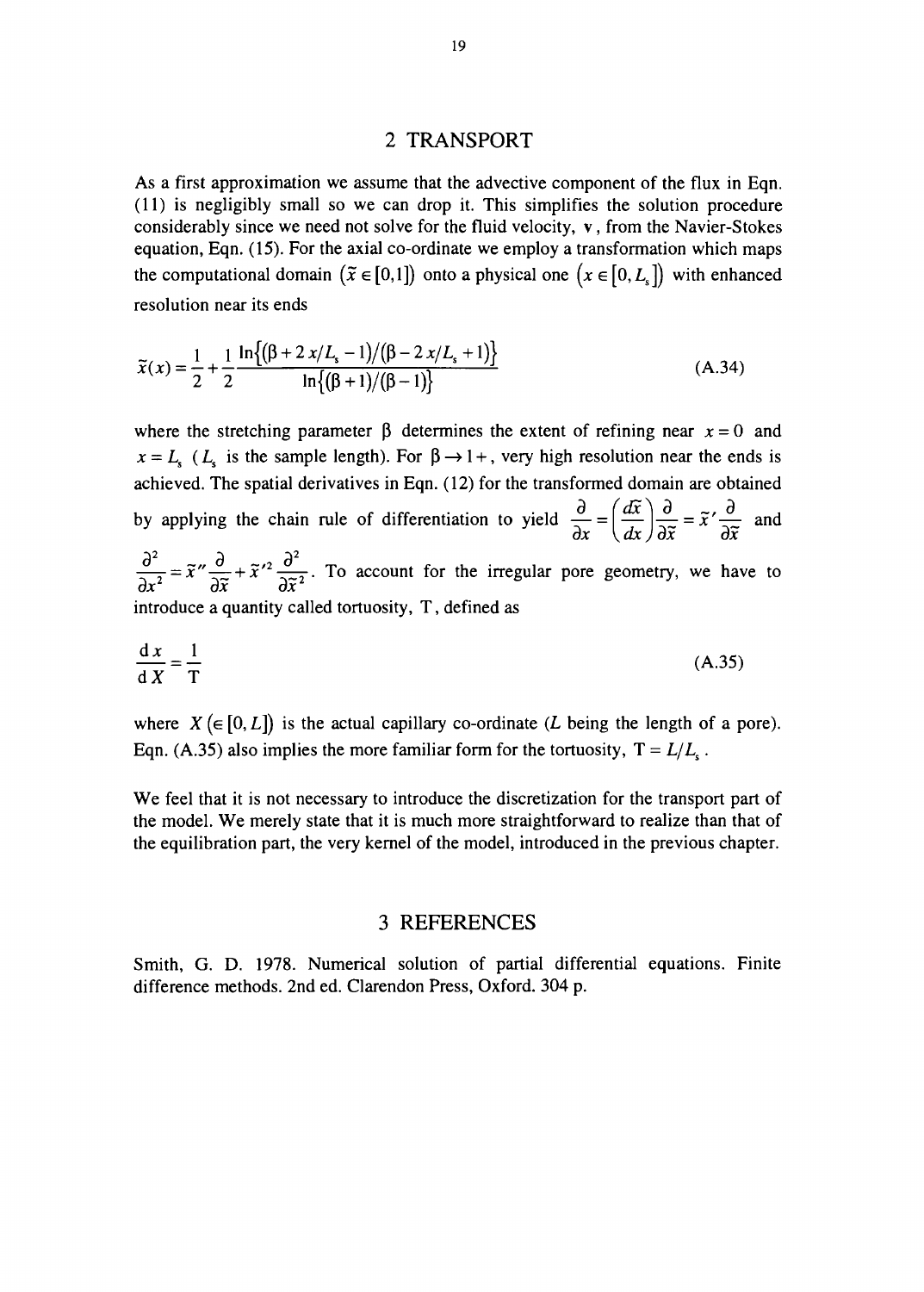## 2 TRANSPORT

As a first approximation we assume that the advective component of the flux in Eqn. (11) is negligibly small so we can drop it. This simplifies the solution procedure considerably since we need not solve for the fluid velocity, $\mathbf{v}$, from the Navier-Stokes equation, Eqn. (15). For the axial co-ordinate we employ a transformation which maps the computational domain $(\tilde{x} \in [0,1])$ onto a physical one $(x \in [0, L_s])$ with enhanced resolution near its ends

$$\tilde{x}(x) = \frac{1}{2} + \frac{1}{2}\frac{\ln\{(\beta + 2\,x/L_s - 1)/(\beta - 2\,x/L_s + 1)\}}{\ln\{(\beta + 1)/(\beta - 1)\}} \tag{A.34}$$

where the stretching parameter $\beta$ determines the extent of refining near $x = 0$ and $x = L_s$ ($L_s$ is the sample length). For $\beta \to 1+$, very high resolution near the ends is achieved. The spatial derivatives in Eqn. (12) for the transformed domain are obtained by applying the chain rule of differentiation to yield $\frac{\partial}{\partial x} = \left(\frac{d\tilde{x}}{dx}\right)\frac{\partial}{\partial \tilde{x}} = \tilde{x}'\frac{\partial}{\partial \tilde{x}}$ and $\frac{\partial^2}{\partial x^2} = \tilde{x}''\frac{\partial}{\partial \tilde{x}} + \tilde{x}'^2\frac{\partial^2}{\partial \tilde{x}^2}$. To account for the irregular pore geometry, we have to introduce a quantity called tortuosity, $\mathrm{T}$, defined as

$$\frac{\mathrm{d}x}{\mathrm{d}X} = \frac{1}{\mathrm{T}} \tag{A.35}$$

where $X\,(\in [0, L])$ is the actual capillary co-ordinate ($L$ being the length of a pore). Eqn. (A.35) also implies the more familiar form for the tortuosity, $\mathrm{T} = L/L_s$.

We feel that it is not necessary to introduce the discretization for the transport part of the model. We merely state that it is much more straightforward to realize than that of the equilibration part, the very kernel of the model, introduced in the previous chapter.

## 3 REFERENCES

Smith, G. D. 1978. Numerical solution of partial differential equations. Finite difference methods. 2nd ed. Clarendon Press, Oxford. 304 p.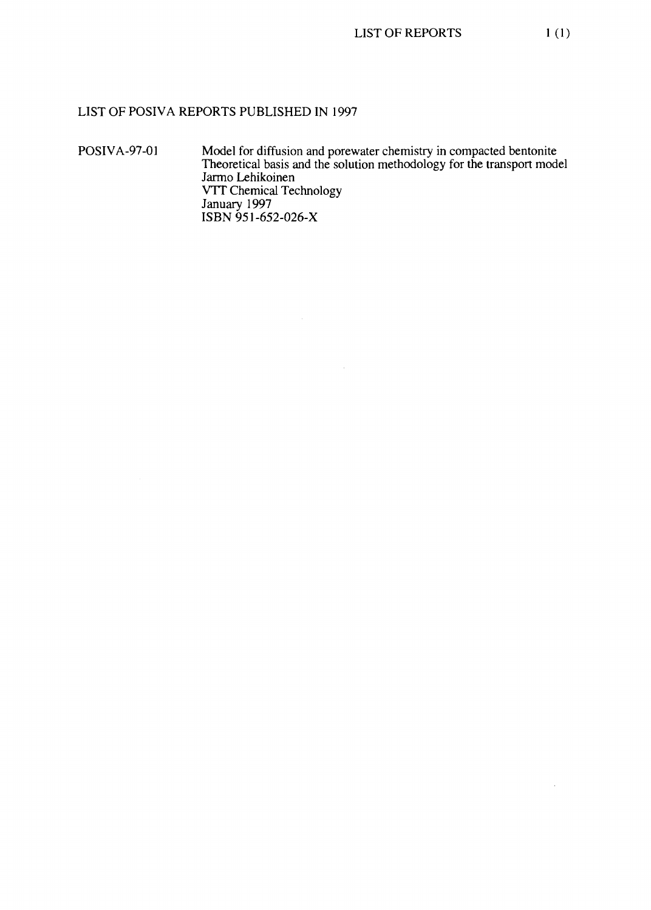## LIST OF POSIVA REPORTS PUBLISHED IN 1997

POSIVA-97-01 Model for diffusion and porewater chemistry in compacted bentonite
Theoretical basis and the solution methodology for the transport model
Jarmo Lehikoinen
VTT Chemical Technology
January 1997
ISBN 951-652-026-X